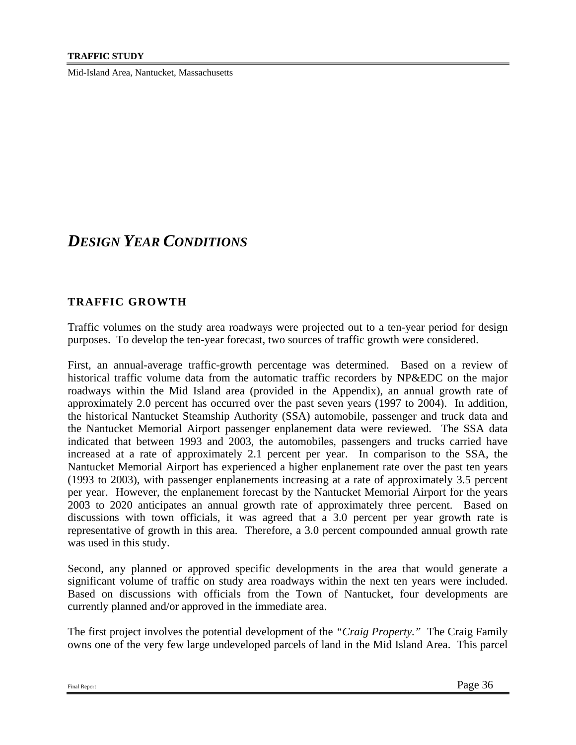# *DESIGN YEAR CONDITIONS*

## TRAFFIC GROWTH

Traffic volumes on the study area roadways were projected out to a ten-year period for design purposes. To develop the ten-year forecast, two sources of traffic growth were considered.

First, an annual-average traffic-growth percentage was determined. Based on a review of historical traffic volume data from the automatic traffic recorders by NP&EDC on the major roadways within the Mid Island area (provided in the Appendix), an annual growth rate of approximately 2.0 percent has occurred over the past seven years (1997 to 2004). In addition, the historical Nantucket Steamship Authority (SSA) automobile, passenger and truck data and the Nantucket Memorial Airport passenger enplanement data were reviewed. The SSA data indicated that between 1993 and 2003, the automobiles, passengers and trucks carried have increased at a rate of approximately 2.1 percent per year. In comparison to the SSA, the Nantucket Memorial Airport has experienced a higher enplanement rate over the past ten years (1993 to 2003), with passenger enplanements increasing at a rate of approximately 3.5 percent per year. However, the enplanement forecast by the Nantucket Memorial Airport for the years 2003 to 2020 anticipates an annual growth rate of approximately three percent. Based on discussions with town officials, it was agreed that a 3.0 percent per year growth rate is representative of growth in this area. Therefore, a 3.0 percent compounded annual growth rate was used in this study.

Second, any planned or approved specific developments in the area that would generate a significant volume of traffic on study area roadways within the next ten years were included. Based on discussions with officials from the Town of Nantucket, four developments are currently planned and/or approved in the immediate area.

The first project involves the potential development of the *"Craig Property."* The Craig Family owns one of the very few large undeveloped parcels of land in the Mid Island Area. This parcel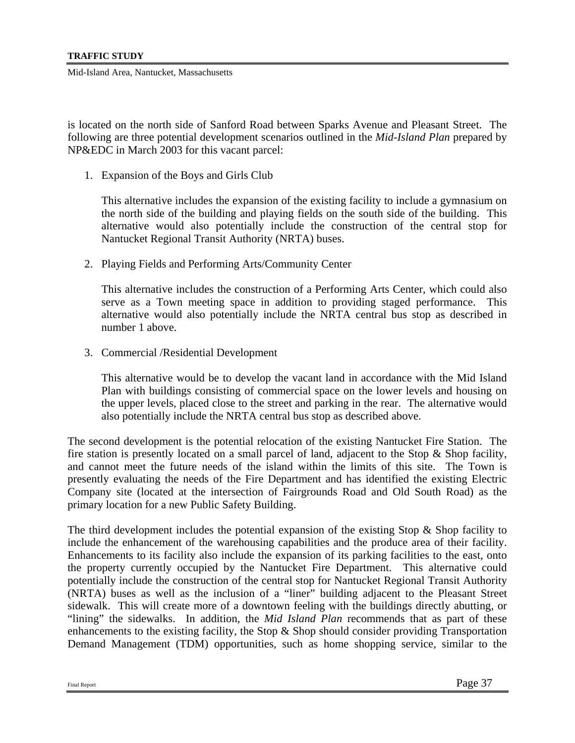is located on the north side of Sanford Road between Sparks Avenue and Pleasant Street. The following are three potential development scenarios outlined in the *Mid-Island Plan* prepared by NP&EDC in March 2003 for this vacant parcel:

1. Expansion of the Boys and Girls Club

   This alternative includes the expansion of the existing facility to include a gymnasium on the north side of the building and playing fields on the south side of the building. This alternative would also potentially include the construction of the central stop for Nantucket Regional Transit Authority (NRTA) buses.

2. Playing Fields and Performing Arts/Community Center

   This alternative includes the construction of a Performing Arts Center, which could also serve as a Town meeting space in addition to providing staged performance. This alternative would also potentially include the NRTA central bus stop as described in number 1 above.

3. Commercial /Residential Development

   This alternative would be to develop the vacant land in accordance with the Mid Island Plan with buildings consisting of commercial space on the lower levels and housing on the upper levels, placed close to the street and parking in the rear. The alternative would also potentially include the NRTA central bus stop as described above.

The second development is the potential relocation of the existing Nantucket Fire Station. The fire station is presently located on a small parcel of land, adjacent to the Stop & Shop facility, and cannot meet the future needs of the island within the limits of this site. The Town is presently evaluating the needs of the Fire Department and has identified the existing Electric Company site (located at the intersection of Fairgrounds Road and Old South Road) as the primary location for a new Public Safety Building.

The third development includes the potential expansion of the existing Stop & Shop facility to include the enhancement of the warehousing capabilities and the produce area of their facility. Enhancements to its facility also include the expansion of its parking facilities to the east, onto the property currently occupied by the Nantucket Fire Department. This alternative could potentially include the construction of the central stop for Nantucket Regional Transit Authority (NRTA) buses as well as the inclusion of a "liner" building adjacent to the Pleasant Street sidewalk. This will create more of a downtown feeling with the buildings directly abutting, or "lining" the sidewalks. In addition, the *Mid Island Plan* recommends that as part of these enhancements to the existing facility, the Stop & Shop should consider providing Transportation Demand Management (TDM) opportunities, such as home shopping service, similar to the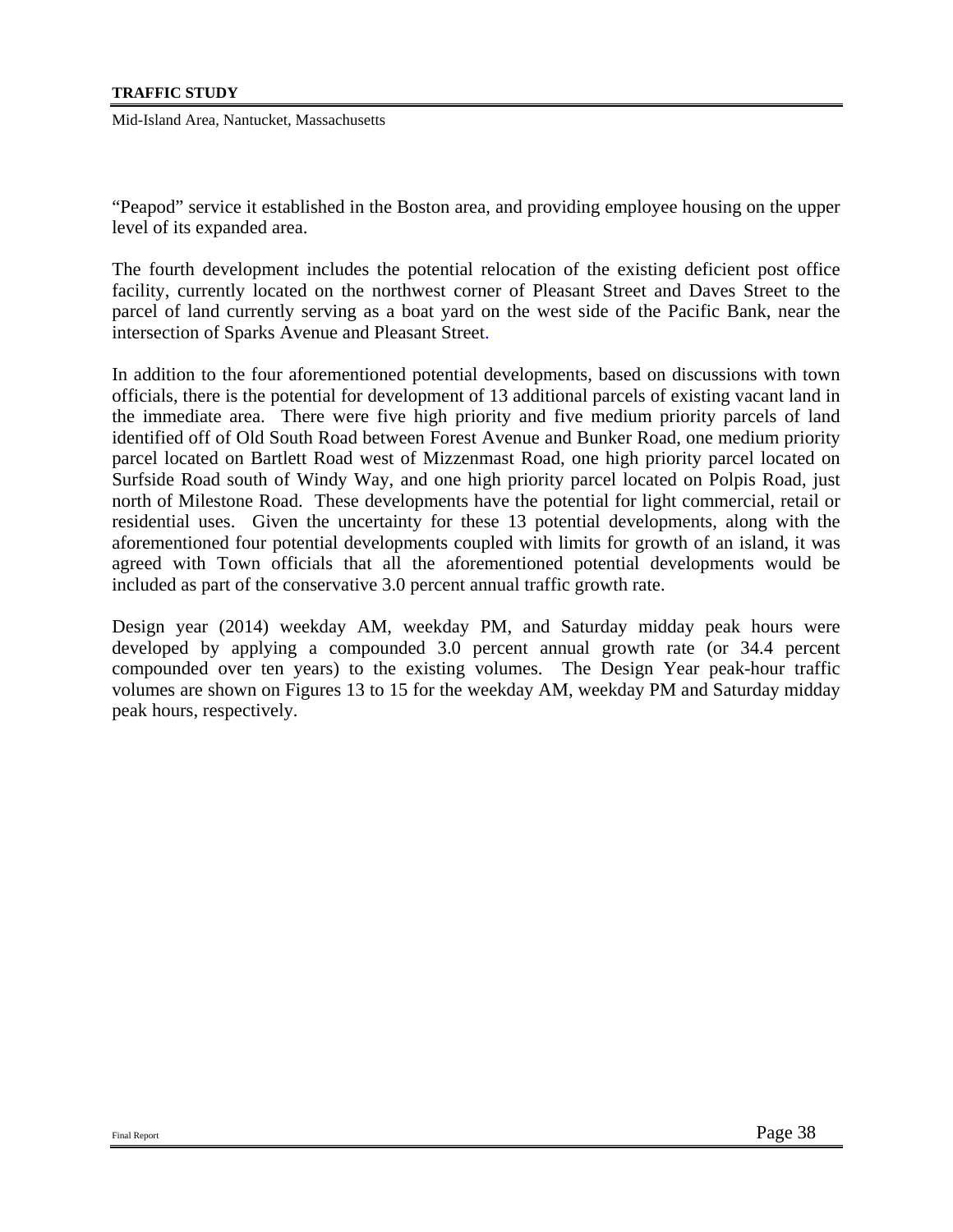"Peapod" service it established in the Boston area, and providing employee housing on the upper level of its expanded area.

The fourth development includes the potential relocation of the existing deficient post office facility, currently located on the northwest corner of Pleasant Street and Daves Street to the parcel of land currently serving as a boat yard on the west side of the Pacific Bank, near the intersection of Sparks Avenue and Pleasant Street.

In addition to the four aforementioned potential developments, based on discussions with town officials, there is the potential for development of 13 additional parcels of existing vacant land in the immediate area. There were five high priority and five medium priority parcels of land identified off of Old South Road between Forest Avenue and Bunker Road, one medium priority parcel located on Bartlett Road west of Mizzenmast Road, one high priority parcel located on Surfside Road south of Windy Way, and one high priority parcel located on Polpis Road, just north of Milestone Road. These developments have the potential for light commercial, retail or residential uses. Given the uncertainty for these 13 potential developments, along with the aforementioned four potential developments coupled with limits for growth of an island, it was agreed with Town officials that all the aforementioned potential developments would be included as part of the conservative 3.0 percent annual traffic growth rate.

Design year (2014) weekday AM, weekday PM, and Saturday midday peak hours were developed by applying a compounded 3.0 percent annual growth rate (or 34.4 percent compounded over ten years) to the existing volumes. The Design Year peak-hour traffic volumes are shown on Figures 13 to 15 for the weekday AM, weekday PM and Saturday midday peak hours, respectively.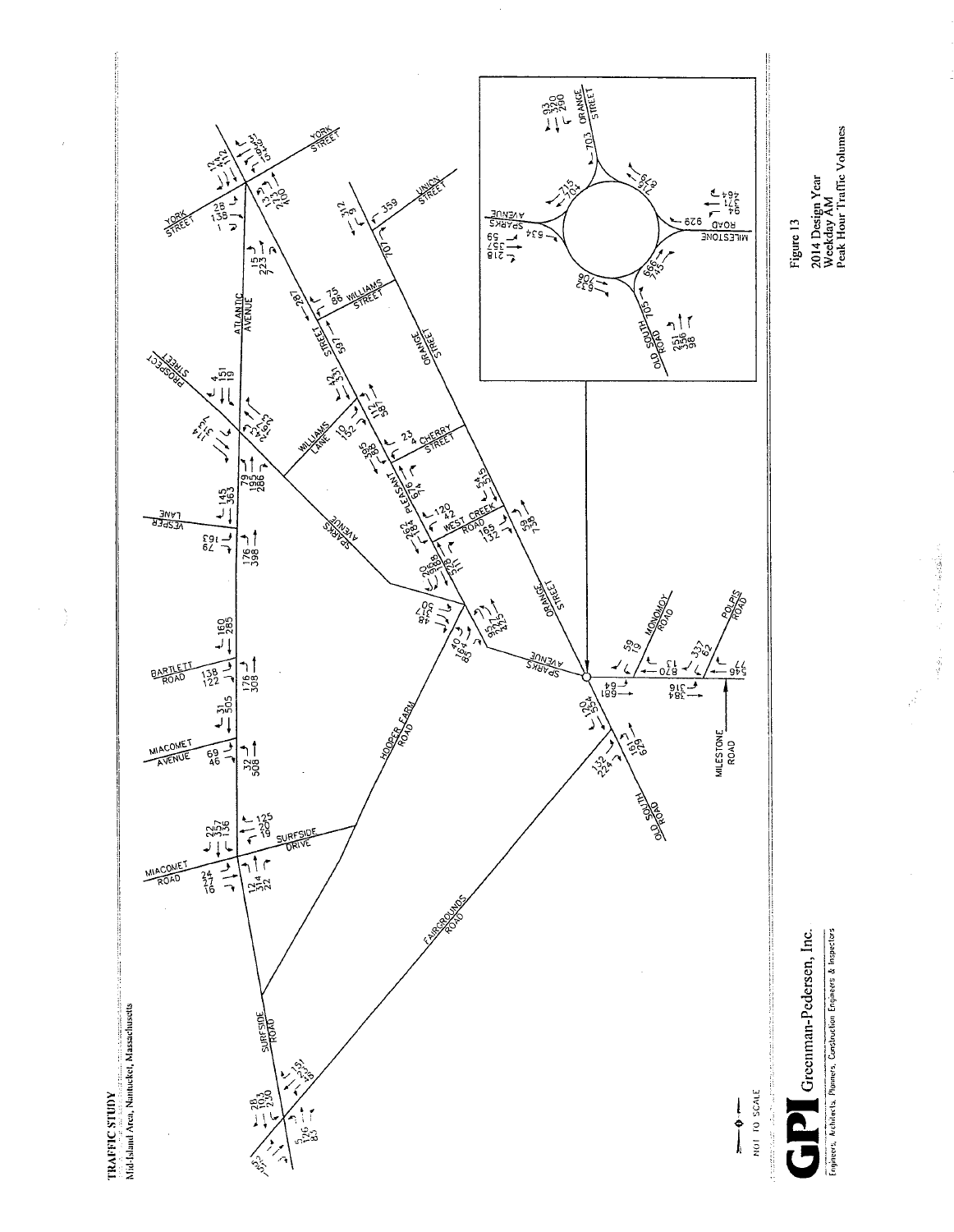**TRAFFIC STUDY**
Mid-Island Area, Nantucket, Massachusetts

NOT TO SCALE

**GPI** Greenman-Pedersen, Inc.
Engineers, Architects, Planners, Construction Engineers & Inspectors

Figure 13
2014 Design Year
Weekday AM
Peak Hour Traffic Volumes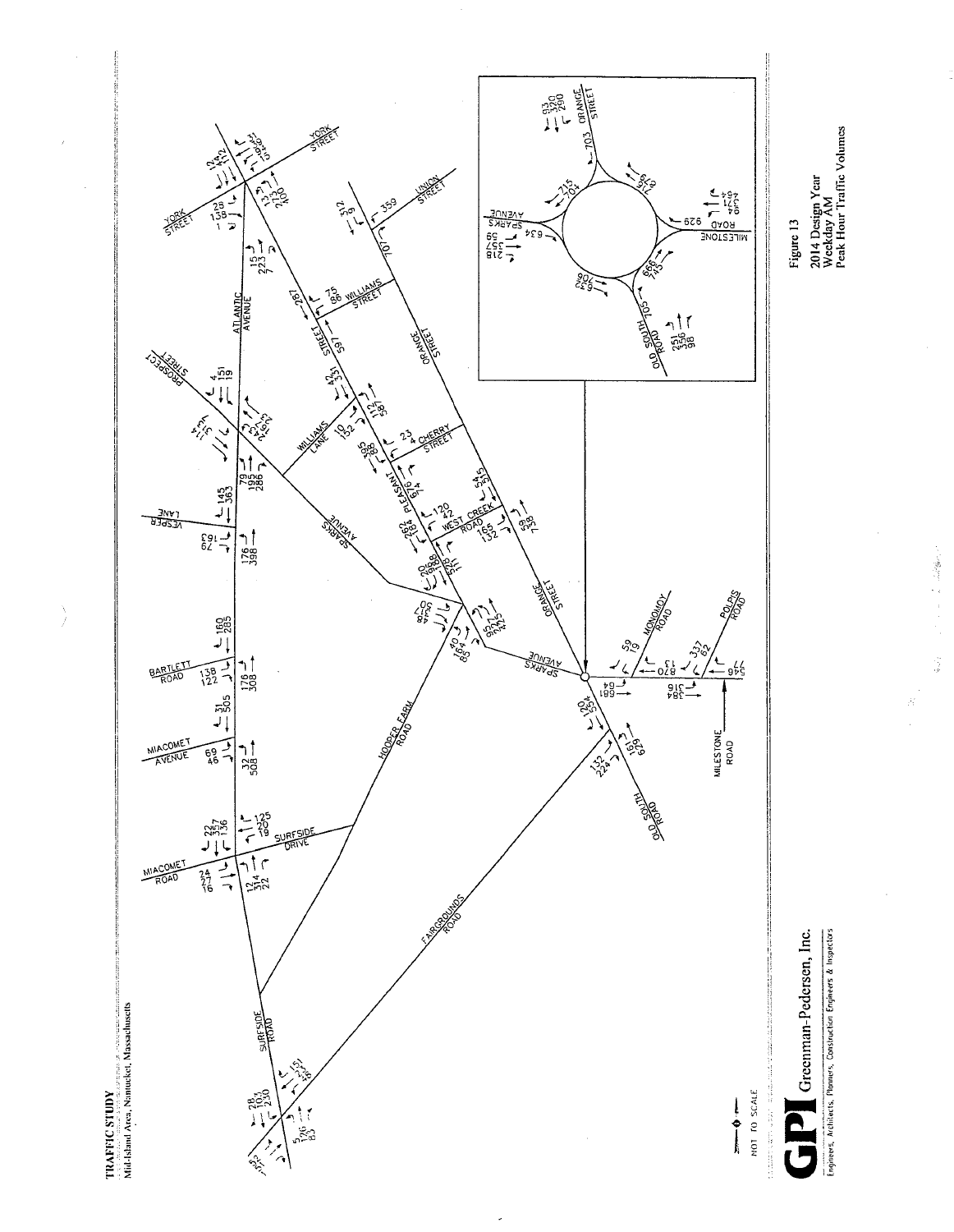**TRAFFIC STUDY**

Mid-Island Area, Nantucket, Massachusetts

Figure 13

2014 Design Year
Weekday AM
Peak Hour Traffic Volumes

NOT TO SCALE

**GPI** Greenman-Pedersen, Inc.

Engineers, Architects, Planners, Construction Engineers & Inspectors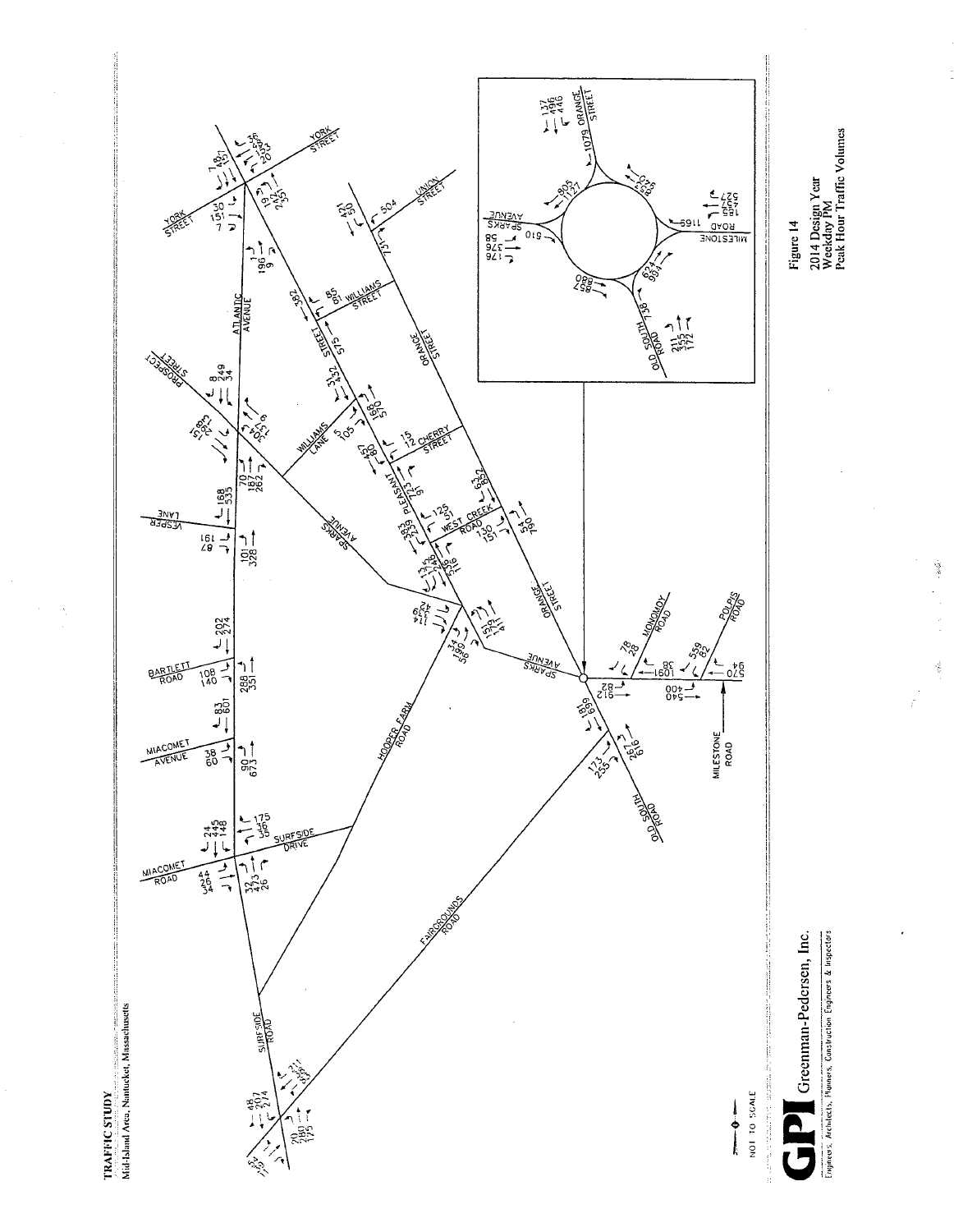TRAFFIC STUDY
Mid-Island Area, Nantucket, Massachusetts

NOT TO SCALE

GPI Greenman-Pedersen, Inc.
Engineers, Architects, Planners, Construction Engineers & Inspectors

Figure 14
2014 Design Year
Weekday PM
Peak Hour Traffic Volumes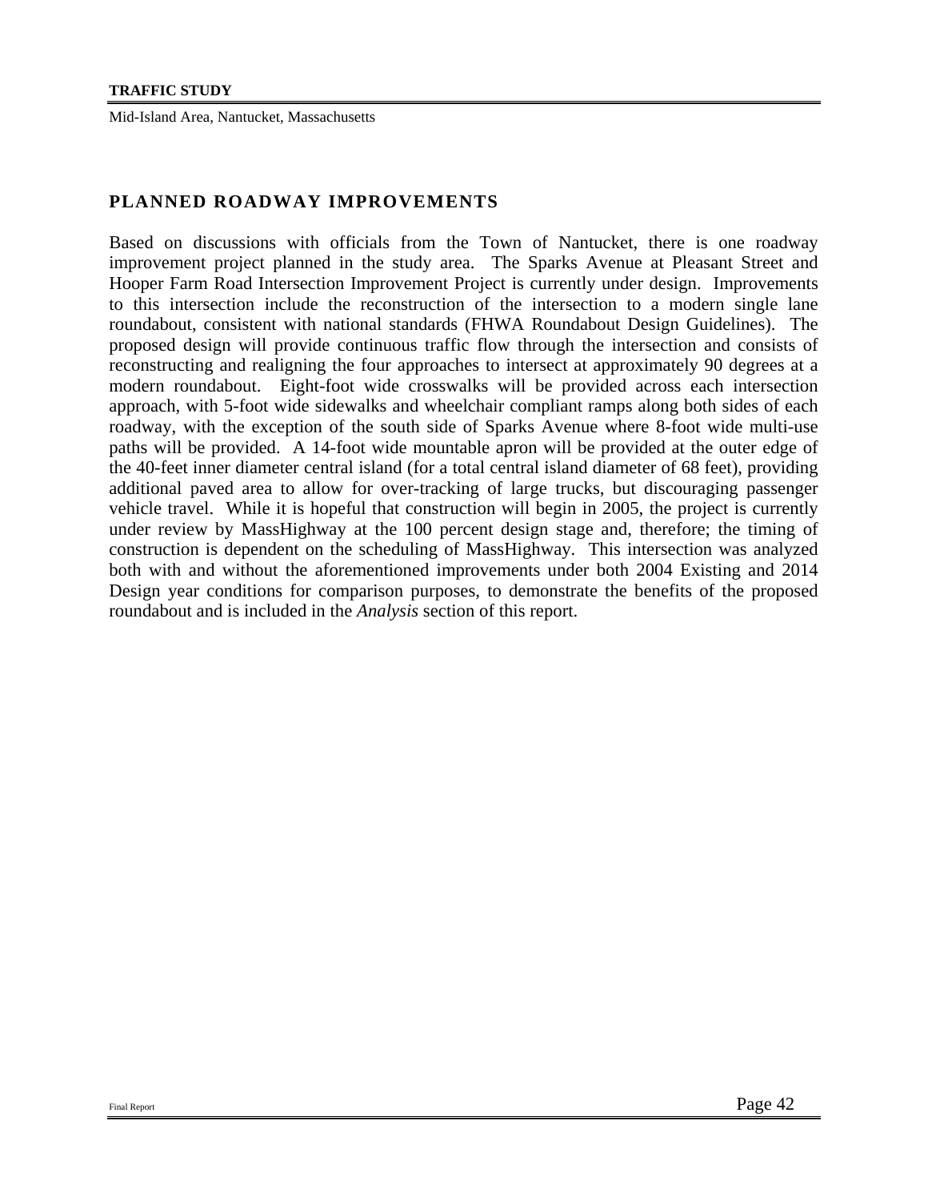## PLANNED ROADWAY IMPROVEMENTS

Based on discussions with officials from the Town of Nantucket, there is one roadway improvement project planned in the study area. The Sparks Avenue at Pleasant Street and Hooper Farm Road Intersection Improvement Project is currently under design. Improvements to this intersection include the reconstruction of the intersection to a modern single lane roundabout, consistent with national standards (FHWA Roundabout Design Guidelines). The proposed design will provide continuous traffic flow through the intersection and consists of reconstructing and realigning the four approaches to intersect at approximately 90 degrees at a modern roundabout. Eight-foot wide crosswalks will be provided across each intersection approach, with 5-foot wide sidewalks and wheelchair compliant ramps along both sides of each roadway, with the exception of the south side of Sparks Avenue where 8-foot wide multi-use paths will be provided. A 14-foot wide mountable apron will be provided at the outer edge of the 40-feet inner diameter central island (for a total central island diameter of 68 feet), providing additional paved area to allow for over-tracking of large trucks, but discouraging passenger vehicle travel. While it is hopeful that construction will begin in 2005, the project is currently under review by MassHighway at the 100 percent design stage and, therefore; the timing of construction is dependent on the scheduling of MassHighway. This intersection was analyzed both with and without the aforementioned improvements under both 2004 Existing and 2014 Design year conditions for comparison purposes, to demonstrate the benefits of the proposed roundabout and is included in the *Analysis* section of this report.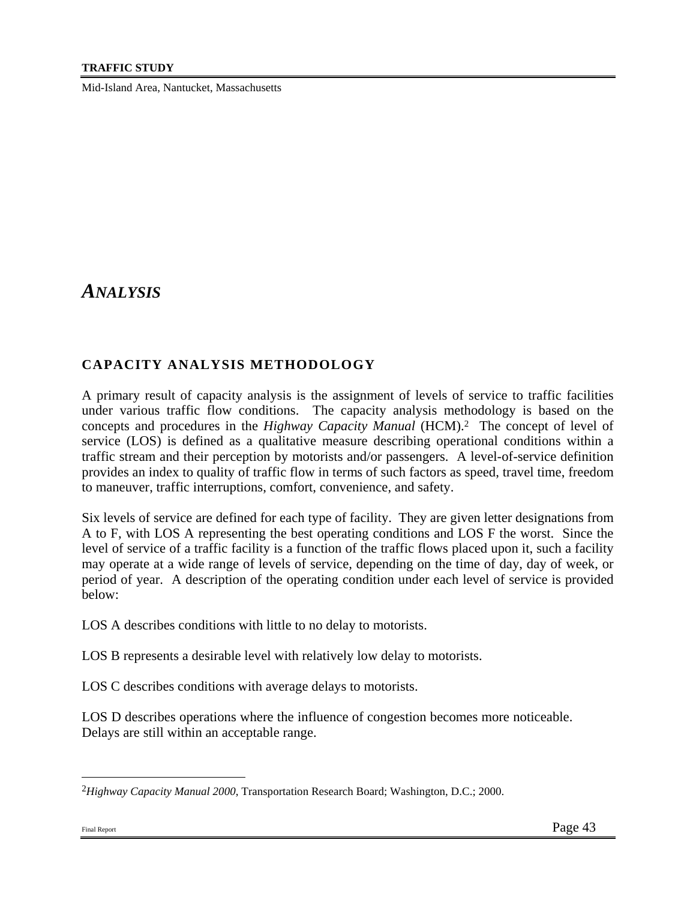# *ANALYSIS*

## CAPACITY ANALYSIS METHODOLOGY

A primary result of capacity analysis is the assignment of levels of service to traffic facilities under various traffic flow conditions. The capacity analysis methodology is based on the concepts and procedures in the *Highway Capacity Manual* (HCM).[2] The concept of level of service (LOS) is defined as a qualitative measure describing operational conditions within a traffic stream and their perception by motorists and/or passengers. A level-of-service definition provides an index to quality of traffic flow in terms of such factors as speed, travel time, freedom to maneuver, traffic interruptions, comfort, convenience, and safety.

Six levels of service are defined for each type of facility. They are given letter designations from A to F, with LOS A representing the best operating conditions and LOS F the worst. Since the level of service of a traffic facility is a function of the traffic flows placed upon it, such a facility may operate at a wide range of levels of service, depending on the time of day, day of week, or period of year. A description of the operating condition under each level of service is provided below:

LOS A describes conditions with little to no delay to motorists.

LOS B represents a desirable level with relatively low delay to motorists.

LOS C describes conditions with average delays to motorists.

LOS D describes operations where the influence of congestion becomes more noticeable. Delays are still within an acceptable range.

---

[2] *Highway Capacity Manual 2000*, Transportation Research Board; Washington, D.C.; 2000.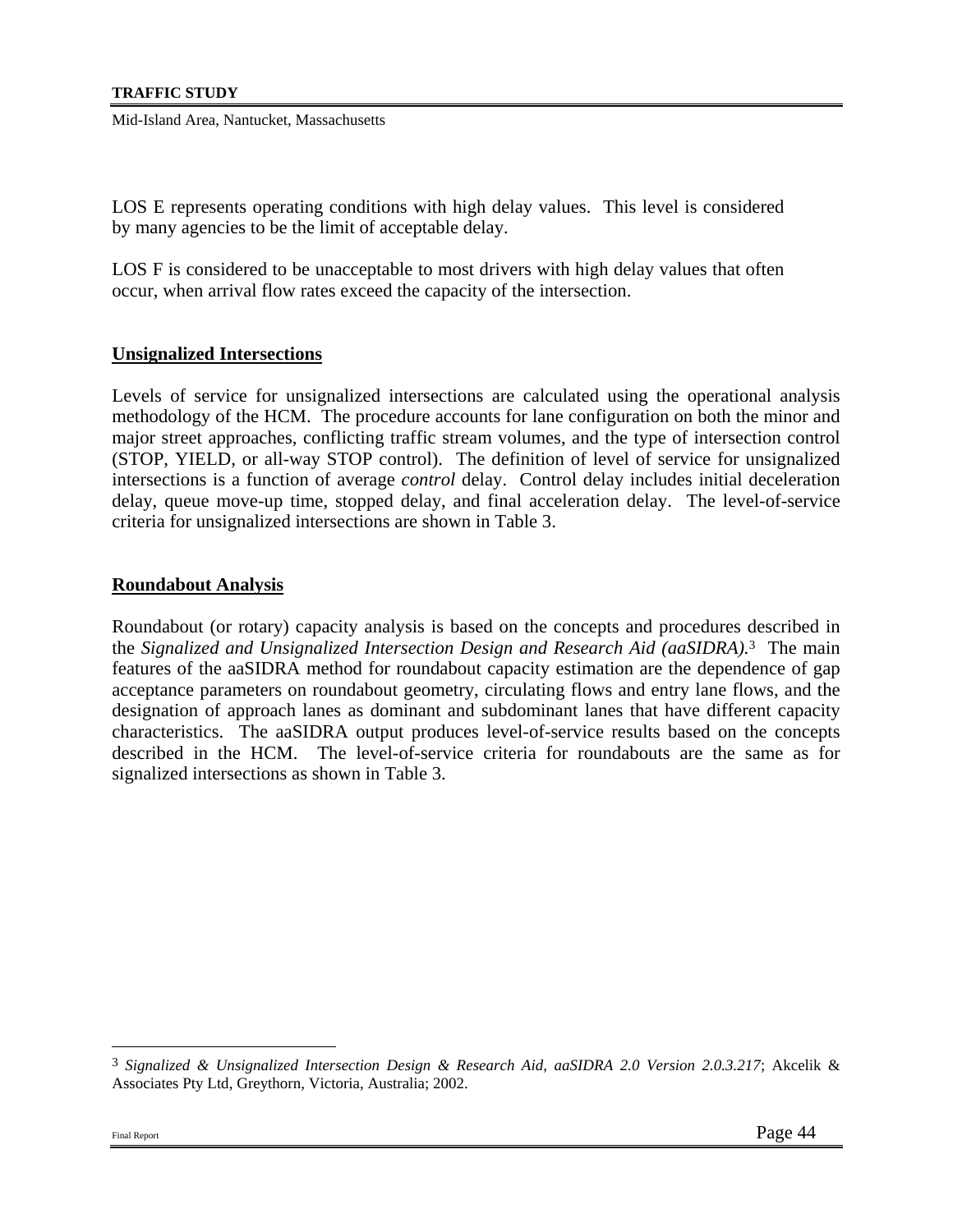LOS E represents operating conditions with high delay values. This level is considered by many agencies to be the limit of acceptable delay.

LOS F is considered to be unacceptable to most drivers with high delay values that often occur, when arrival flow rates exceed the capacity of the intersection.

## Unsignalized Intersections

Levels of service for unsignalized intersections are calculated using the operational analysis methodology of the HCM. The procedure accounts for lane configuration on both the minor and major street approaches, conflicting traffic stream volumes, and the type of intersection control (STOP, YIELD, or all-way STOP control). The definition of level of service for unsignalized intersections is a function of average *control* delay. Control delay includes initial deceleration delay, queue move-up time, stopped delay, and final acceleration delay. The level-of-service criteria for unsignalized intersections are shown in Table 3.

## Roundabout Analysis

Roundabout (or rotary) capacity analysis is based on the concepts and procedures described in the *Signalized and Unsignalized Intersection Design and Research Aid (aaSIDRA).*[3] The main features of the aaSIDRA method for roundabout capacity estimation are the dependence of gap acceptance parameters on roundabout geometry, circulating flows and entry lane flows, and the designation of approach lanes as dominant and subdominant lanes that have different capacity characteristics. The aaSIDRA output produces level-of-service results based on the concepts described in the HCM. The level-of-service criteria for roundabouts are the same as for signalized intersections as shown in Table 3.

---

[3] *Signalized & Unsignalized Intersection Design & Research Aid, aaSIDRA 2.0 Version 2.0.3.217*; Akcelik & Associates Pty Ltd, Greythorn, Victoria, Australia; 2002.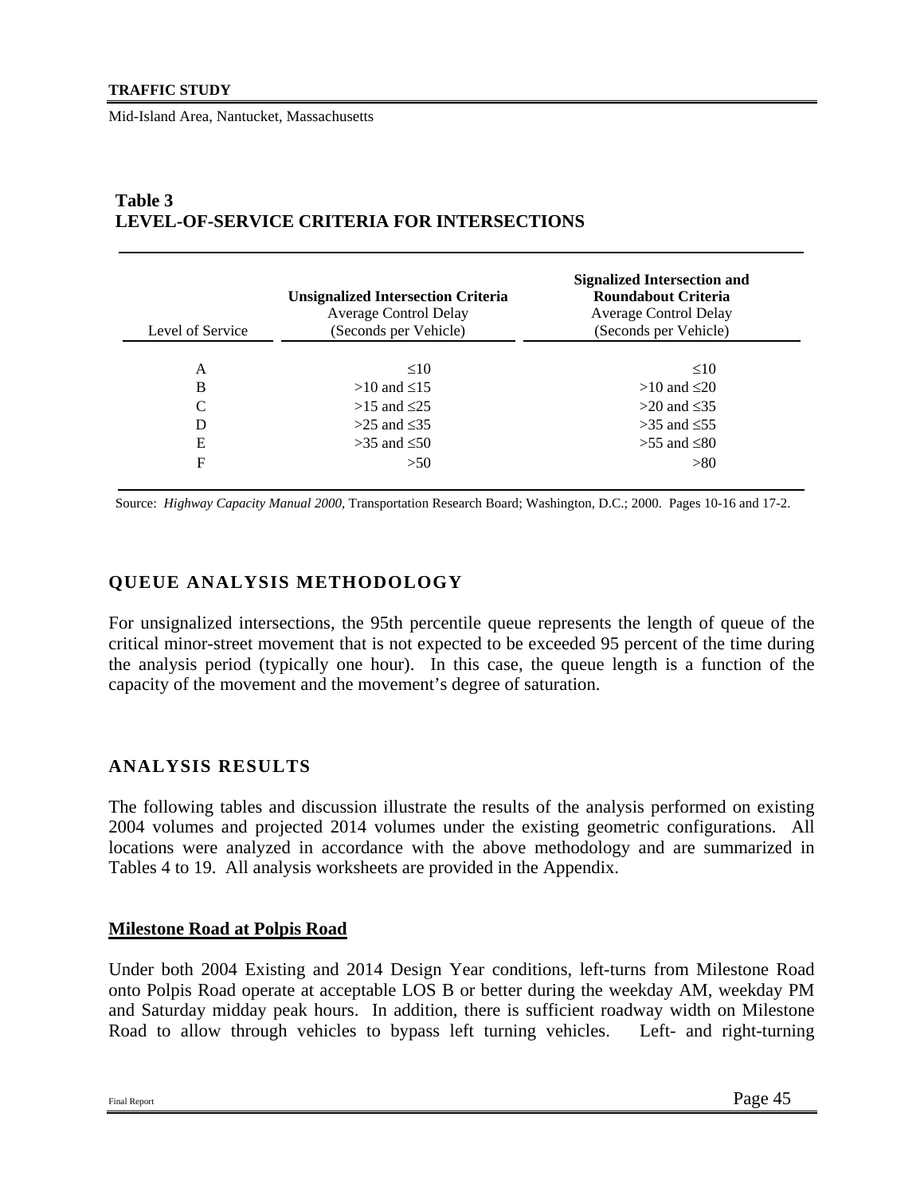**Table 3**
**LEVEL-OF-SERVICE CRITERIA FOR INTERSECTIONS**

| Level of Service | **Unsignalized Intersection Criteria** Average Control Delay (Seconds per Vehicle) | **Signalized Intersection and Roundabout Criteria** Average Control Delay (Seconds per Vehicle) |
|---|---|---|
| A | ≤10 | ≤10 |
| B | >10 and ≤15 | >10 and ≤20 |
| C | >15 and ≤25 | >20 and ≤35 |
| D | >25 and ≤35 | >35 and ≤55 |
| E | >35 and ≤50 | >55 and ≤80 |
| F | >50 | >80 |

Source: *Highway Capacity Manual 2000*, Transportation Research Board; Washington, D.C.; 2000. Pages 10-16 and 17-2.

## QUEUE ANALYSIS METHODOLOGY

For unsignalized intersections, the 95th percentile queue represents the length of queue of the critical minor-street movement that is not expected to be exceeded 95 percent of the time during the analysis period (typically one hour). In this case, the queue length is a function of the capacity of the movement and the movement's degree of saturation.

## ANALYSIS RESULTS

The following tables and discussion illustrate the results of the analysis performed on existing 2004 volumes and projected 2014 volumes under the existing geometric configurations. All locations were analyzed in accordance with the above methodology and are summarized in Tables 4 to 19. All analysis worksheets are provided in the Appendix.

### Milestone Road at Polpis Road

Under both 2004 Existing and 2014 Design Year conditions, left-turns from Milestone Road onto Polpis Road operate at acceptable LOS B or better during the weekday AM, weekday PM and Saturday midday peak hours. In addition, there is sufficient roadway width on Milestone Road to allow through vehicles to bypass left turning vehicles. Left- and right-turning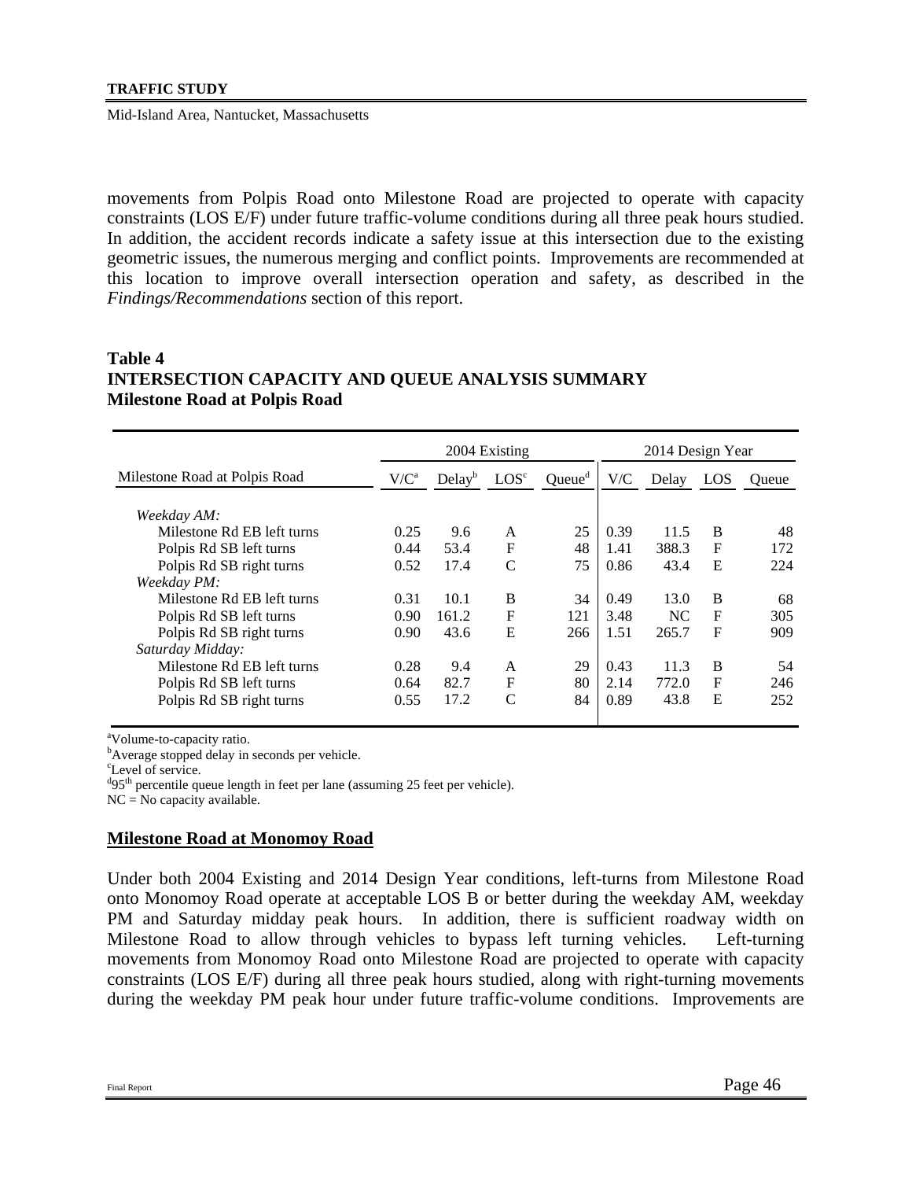movements from Polpis Road onto Milestone Road are projected to operate with capacity constraints (LOS E/F) under future traffic-volume conditions during all three peak hours studied. In addition, the accident records indicate a safety issue at this intersection due to the existing geometric issues, the numerous merging and conflict points. Improvements are recommended at this location to improve overall intersection operation and safety, as described in the *Findings/Recommendations* section of this report.

**Table 4**
**INTERSECTION CAPACITY AND QUEUE ANALYSIS SUMMARY**
**Milestone Road at Polpis Road**

| | 2004 Existing | | | | 2014 Design Year | | | |
|---|---|---|---|---|---|---|---|---|
| Milestone Road at Polpis Road | V/C[a] | Delay[b] | LOS[c] | Queue[d] | V/C | Delay | LOS | Queue |
| *Weekday AM:* | | | | | | | | |
| Milestone Rd EB left turns | 0.25 | 9.6 | A | 25 | 0.39 | 11.5 | B | 48 |
| Polpis Rd SB left turns | 0.44 | 53.4 | F | 48 | 1.41 | 388.3 | F | 172 |
| Polpis Rd SB right turns | 0.52 | 17.4 | C | 75 | 0.86 | 43.4 | E | 224 |
| *Weekday PM:* | | | | | | | | |
| Milestone Rd EB left turns | 0.31 | 10.1 | B | 34 | 0.49 | 13.0 | B | 68 |
| Polpis Rd SB left turns | 0.90 | 161.2 | F | 121 | 3.48 | NC | F | 305 |
| Polpis Rd SB right turns | 0.90 | 43.6 | E | 266 | 1.51 | 265.7 | F | 909 |
| *Saturday Midday:* | | | | | | | | |
| Milestone Rd EB left turns | 0.28 | 9.4 | A | 29 | 0.43 | 11.3 | B | 54 |
| Polpis Rd SB left turns | 0.64 | 82.7 | F | 80 | 2.14 | 772.0 | F | 246 |
| Polpis Rd SB right turns | 0.55 | 17.2 | C | 84 | 0.89 | 43.8 | E | 252 |

[a]Volume-to-capacity ratio.
[b]Average stopped delay in seconds per vehicle.
[c]Level of service.
[d]95th percentile queue length in feet per lane (assuming 25 feet per vehicle).
NC = No capacity available.

## Milestone Road at Monomoy Road

Under both 2004 Existing and 2014 Design Year conditions, left-turns from Milestone Road onto Monomoy Road operate at acceptable LOS B or better during the weekday AM, weekday PM and Saturday midday peak hours. In addition, there is sufficient roadway width on Milestone Road to allow through vehicles to bypass left turning vehicles. Left-turning movements from Monomoy Road onto Milestone Road are projected to operate with capacity constraints (LOS E/F) during all three peak hours studied, along with right-turning movements during the weekday PM peak hour under future traffic-volume conditions. Improvements are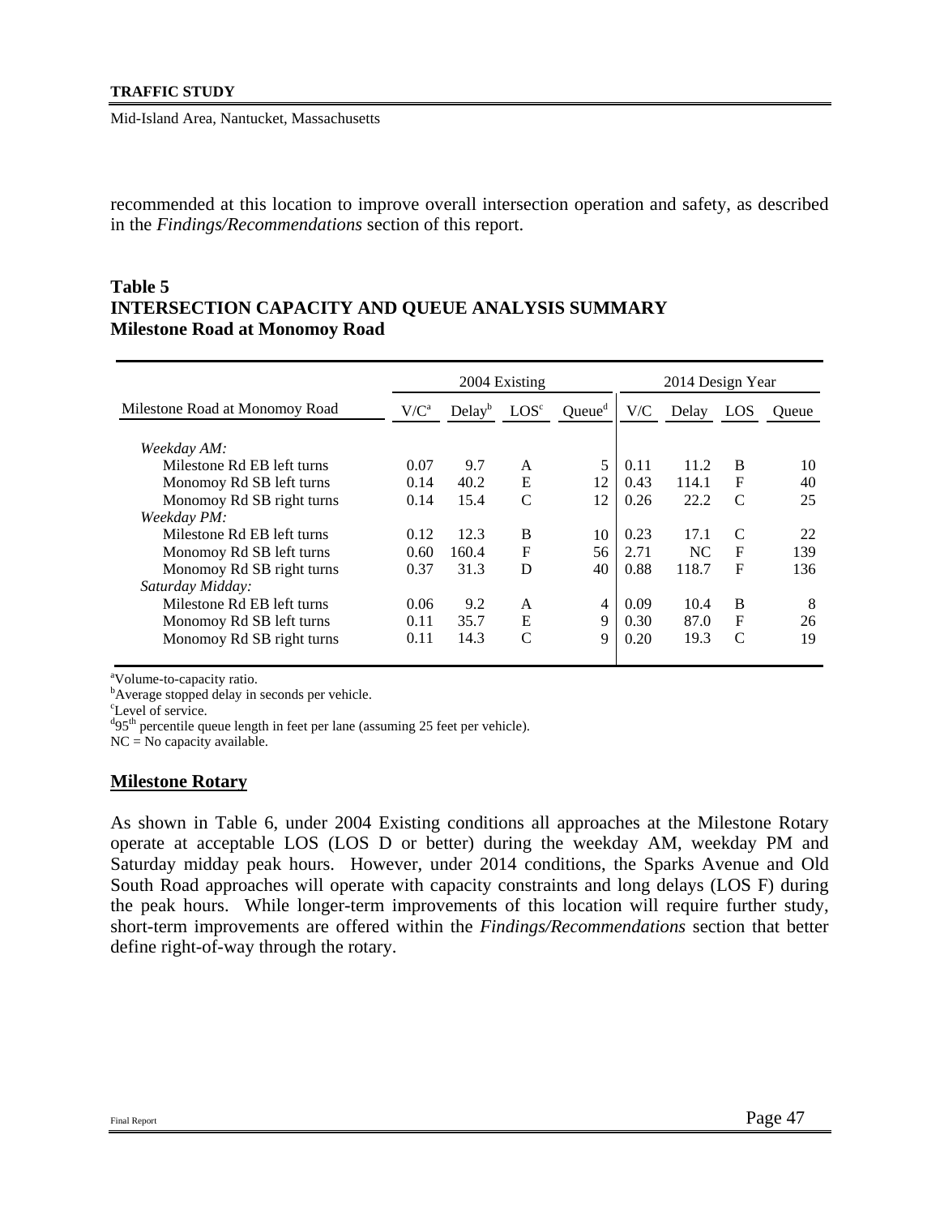recommended at this location to improve overall intersection operation and safety, as described in the *Findings/Recommendations* section of this report.

**Table 5**
**INTERSECTION CAPACITY AND QUEUE ANALYSIS SUMMARY**
**Milestone Road at Monomoy Road**

| | 2004 Existing | | | | 2014 Design Year | | | |
|---|---|---|---|---|---|---|---|---|
| Milestone Road at Monomoy Road | V/C[a] | Delay[b] | LOS[c] | Queue[d] | V/C | Delay | LOS | Queue |
| *Weekday AM:* | | | | | | | | |
| Milestone Rd EB left turns | 0.07 | 9.7 | A | 5 | 0.11 | 11.2 | B | 10 |
| Monomoy Rd SB left turns | 0.14 | 40.2 | E | 12 | 0.43 | 114.1 | F | 40 |
| Monomoy Rd SB right turns | 0.14 | 15.4 | C | 12 | 0.26 | 22.2 | C | 25 |
| *Weekday PM:* | | | | | | | | |
| Milestone Rd EB left turns | 0.12 | 12.3 | B | 10 | 0.23 | 17.1 | C | 22 |
| Monomoy Rd SB left turns | 0.60 | 160.4 | F | 56 | 2.71 | NC | F | 139 |
| Monomoy Rd SB right turns | 0.37 | 31.3 | D | 40 | 0.88 | 118.7 | F | 136 |
| *Saturday Midday:* | | | | | | | | |
| Milestone Rd EB left turns | 0.06 | 9.2 | A | 4 | 0.09 | 10.4 | B | 8 |
| Monomoy Rd SB left turns | 0.11 | 35.7 | E | 9 | 0.30 | 87.0 | F | 26 |
| Monomoy Rd SB right turns | 0.11 | 14.3 | C | 9 | 0.20 | 19.3 | C | 19 |

[a]Volume-to-capacity ratio.
[b]Average stopped delay in seconds per vehicle.
[c]Level of service.
[d]95th percentile queue length in feet per lane (assuming 25 feet per vehicle).
NC = No capacity available.

## Milestone Rotary

As shown in Table 6, under 2004 Existing conditions all approaches at the Milestone Rotary operate at acceptable LOS (LOS D or better) during the weekday AM, weekday PM and Saturday midday peak hours. However, under 2014 conditions, the Sparks Avenue and Old South Road approaches will operate with capacity constraints and long delays (LOS F) during the peak hours. While longer-term improvements of this location will require further study, short-term improvements are offered within the *Findings/Recommendations* section that better define right-of-way through the rotary.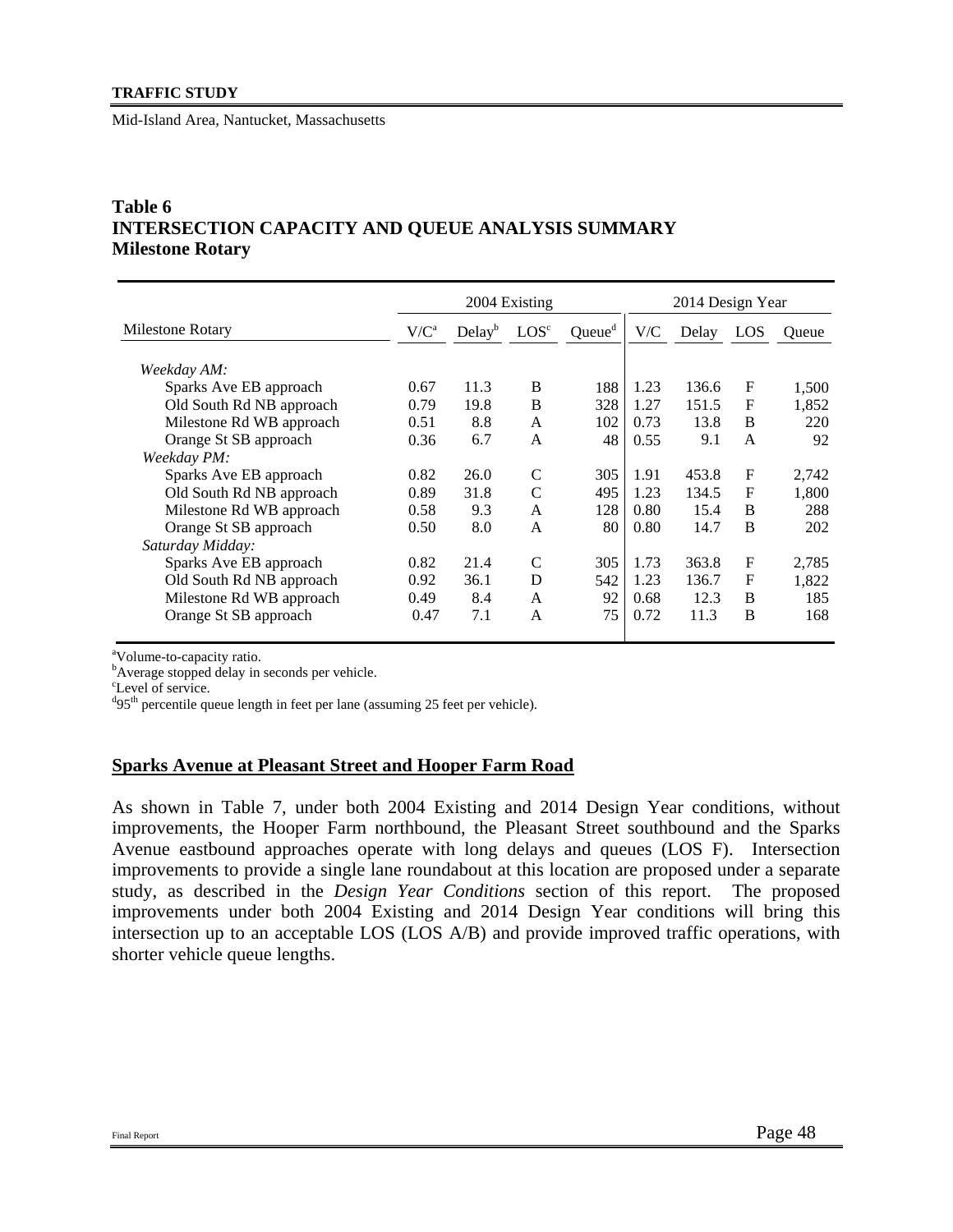**Table 6**
**INTERSECTION CAPACITY AND QUEUE ANALYSIS SUMMARY**
**Milestone Rotary**

| Milestone Rotary | 2004 Existing | | | | 2014 Design Year | | | |
|---|---|---|---|---|---|---|---|---|
| | V/C[a] | Delay[b] | LOS[c] | Queue[d] | V/C | Delay | LOS | Queue |
| *Weekday AM:* | | | | | | | | |
| Sparks Ave EB approach | 0.67 | 11.3 | B | 188 | 1.23 | 136.6 | F | 1,500 |
| Old South Rd NB approach | 0.79 | 19.8 | B | 328 | 1.27 | 151.5 | F | 1,852 |
| Milestone Rd WB approach | 0.51 | 8.8 | A | 102 | 0.73 | 13.8 | B | 220 |
| Orange St SB approach | 0.36 | 6.7 | A | 48 | 0.55 | 9.1 | A | 92 |
| *Weekday PM:* | | | | | | | | |
| Sparks Ave EB approach | 0.82 | 26.0 | C | 305 | 1.91 | 453.8 | F | 2,742 |
| Old South Rd NB approach | 0.89 | 31.8 | C | 495 | 1.23 | 134.5 | F | 1,800 |
| Milestone Rd WB approach | 0.58 | 9.3 | A | 128 | 0.80 | 15.4 | B | 288 |
| Orange St SB approach | 0.50 | 8.0 | A | 80 | 0.80 | 14.7 | B | 202 |
| *Saturday Midday:* | | | | | | | | |
| Sparks Ave EB approach | 0.82 | 21.4 | C | 305 | 1.73 | 363.8 | F | 2,785 |
| Old South Rd NB approach | 0.92 | 36.1 | D | 542 | 1.23 | 136.7 | F | 1,822 |
| Milestone Rd WB approach | 0.49 | 8.4 | A | 92 | 0.68 | 12.3 | B | 185 |
| Orange St SB approach | 0.47 | 7.1 | A | 75 | 0.72 | 11.3 | B | 168 |

[a]Volume-to-capacity ratio.
[b]Average stopped delay in seconds per vehicle.
[c]Level of service.
[d]95th percentile queue length in feet per lane (assuming 25 feet per vehicle).

## Sparks Avenue at Pleasant Street and Hooper Farm Road

As shown in Table 7, under both 2004 Existing and 2014 Design Year conditions, without improvements, the Hooper Farm northbound, the Pleasant Street southbound and the Sparks Avenue eastbound approaches operate with long delays and queues (LOS F). Intersection improvements to provide a single lane roundabout at this location are proposed under a separate study, as described in the *Design Year Conditions* section of this report. The proposed improvements under both 2004 Existing and 2014 Design Year conditions will bring this intersection up to an acceptable LOS (LOS A/B) and provide improved traffic operations, with shorter vehicle queue lengths.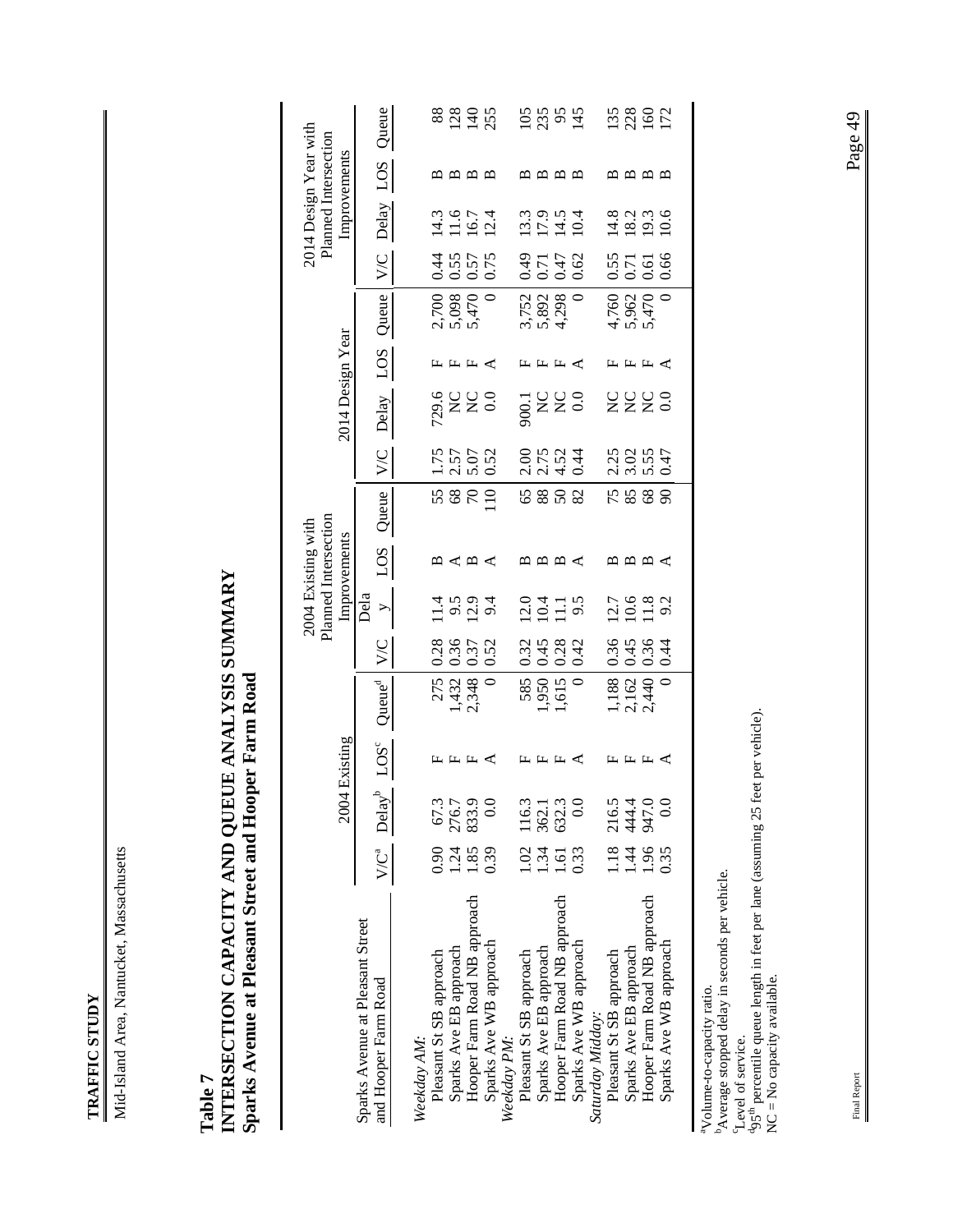**Table 7**
**INTERSECTION CAPACITY AND QUEUE ANALYSIS SUMMARY**
**Sparks Avenue at Pleasant Street and Hooper Farm Road**

| Sparks Avenue at Pleasant Street and Hooper Farm Road | 2004 Existing | | | | 2004 Existing with Planned Intersection Improvements | | | | 2014 Design Year | | | | 2014 Design Year with Planned Intersection Improvements | | | |
|---|---|---|---|---|---|---|---|---|---|---|---|---|---|---|---|---|
| | V/C[a] | Delay[b] | LOS[c] | Queue[d] | V/C | Delay | LOS | Queue | V/C | Delay | LOS | Queue | V/C | Delay | LOS | Queue |
| *Weekday AM:* | | | | | | | | | | | | | | | | |
| Pleasant St SB approach | 0.90 | 67.3 | F | 275 | 0.28 | 11.4 | B | 55 | 1.75 | 729.6 | F | 2,700 | 0.44 | 14.3 | B | 88 |
| Sparks Ave EB approach | 1.24 | 276.7 | F | 1,432 | 0.36 | 9.5 | A | 68 | 2.57 | NC | F | 5,098 | 0.55 | 11.6 | B | 128 |
| Hooper Farm Road NB approach | 1.85 | 833.9 | F | 2,348 | 0.37 | 12.9 | B | 70 | 5.07 | NC | F | 5,470 | 0.57 | 16.7 | B | 140 |
| Sparks Ave WB approach | 0.39 | 0.0 | A | 0 | 0.52 | 9.4 | A | 110 | 0.52 | 0.0 | A | 0 | 0.75 | 12.4 | B | 255 |
| *Weekday PM:* | | | | | | | | | | | | | | | | |
| Pleasant St SB approach | 1.02 | 116.3 | F | 585 | 0.32 | 12.0 | B | 65 | 2.00 | 900.1 | F | 3,752 | 0.49 | 13.3 | B | 105 |
| Sparks Ave EB approach | 1.34 | 362.1 | F | 1,950 | 0.45 | 10.4 | B | 88 | 2.75 | NC | F | 5,892 | 0.71 | 17.9 | B | 235 |
| Hooper Farm Road NB approach | 1.61 | 632.3 | F | 1,615 | 0.28 | 11.1 | B | 50 | 4.52 | NC | F | 4,298 | 0.47 | 14.5 | B | 95 |
| Sparks Ave WB approach | 0.33 | 0.0 | A | 0 | 0.42 | 9.5 | A | 82 | 0.44 | 0.0 | A | 0 | 0.62 | 10.4 | B | 145 |
| *Saturday Midday:* | | | | | | | | | | | | | | | | |
| Pleasant St SB approach | 1.18 | 216.5 | F | 1,188 | 0.36 | 12.7 | B | 75 | 2.25 | NC | F | 4,760 | 0.55 | 14.8 | B | 135 |
| Sparks Ave EB approach | 1.44 | 444.4 | F | 2,162 | 0.45 | 10.6 | B | 85 | 3.02 | NC | F | 5,962 | 0.71 | 18.2 | B | 228 |
| Hooper Farm Road NB approach | 1.96 | 947.0 | F | 2,440 | 0.36 | 11.8 | B | 68 | 5.55 | NC | F | 5,470 | 0.61 | 19.3 | B | 160 |
| Sparks Ave WB approach | 0.35 | 0.0 | A | 0 | 0.44 | 9.2 | A | 90 | 0.47 | 0.0 | A | 0 | 0.66 | 10.6 | B | 172 |

[a]Volume-to-capacity ratio.
[b]Average stopped delay in seconds per vehicle.
[c]Level of service.
[d]95[th] percentile queue length in feet per lane (assuming 25 feet per vehicle).
NC = No capacity available.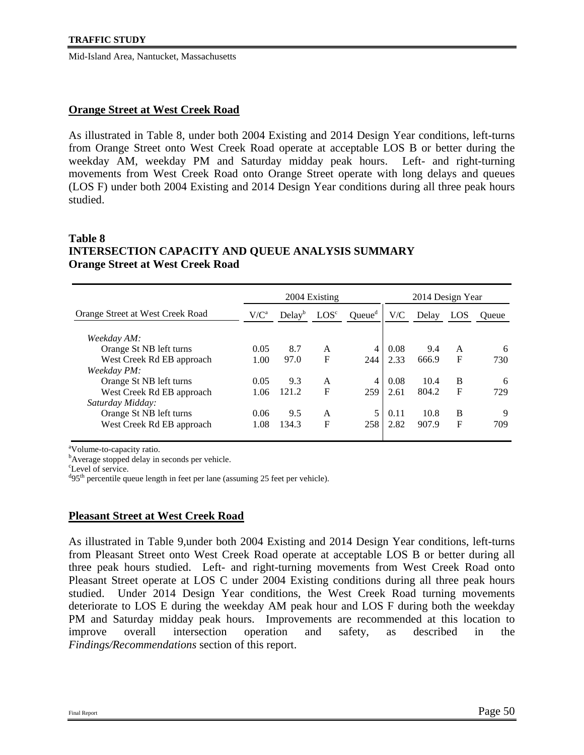## Orange Street at West Creek Road

As illustrated in Table 8, under both 2004 Existing and 2014 Design Year conditions, left-turns from Orange Street onto West Creek Road operate at acceptable LOS B or better during the weekday AM, weekday PM and Saturday midday peak hours. Left- and right-turning movements from West Creek Road onto Orange Street operate with long delays and queues (LOS F) under both 2004 Existing and 2014 Design Year conditions during all three peak hours studied.

**Table 8**
**INTERSECTION CAPACITY AND QUEUE ANALYSIS SUMMARY**
**Orange Street at West Creek Road**

| | 2004 Existing | | | | 2014 Design Year | | | |
|---|---|---|---|---|---|---|---|---|
| Orange Street at West Creek Road | V/C[a] | Delay[b] | LOS[c] | Queue[d] | V/C | Delay | LOS | Queue |
| *Weekday AM:* | | | | | | | | |
| Orange St NB left turns | 0.05 | 8.7 | A | 4 | 0.08 | 9.4 | A | 6 |
| West Creek Rd EB approach | 1.00 | 97.0 | F | 244 | 2.33 | 666.9 | F | 730 |
| *Weekday PM:* | | | | | | | | |
| Orange St NB left turns | 0.05 | 9.3 | A | 4 | 0.08 | 10.4 | B | 6 |
| West Creek Rd EB approach | 1.06 | 121.2 | F | 259 | 2.61 | 804.2 | F | 729 |
| *Saturday Midday:* | | | | | | | | |
| Orange St NB left turns | 0.06 | 9.5 | A | 5 | 0.11 | 10.8 | B | 9 |
| West Creek Rd EB approach | 1.08 | 134.3 | F | 258 | 2.82 | 907.9 | F | 709 |

[a]Volume-to-capacity ratio.
[b]Average stopped delay in seconds per vehicle.
[c]Level of service.
[d]95th percentile queue length in feet per lane (assuming 25 feet per vehicle).

## Pleasant Street at West Creek Road

As illustrated in Table 9,under both 2004 Existing and 2014 Design Year conditions, left-turns from Pleasant Street onto West Creek Road operate at acceptable LOS B or better during all three peak hours studied. Left- and right-turning movements from West Creek Road onto Pleasant Street operate at LOS C under 2004 Existing conditions during all three peak hours studied. Under 2014 Design Year conditions, the West Creek Road turning movements deteriorate to LOS E during the weekday AM peak hour and LOS F during both the weekday PM and Saturday midday peak hours. Improvements are recommended at this location to improve overall intersection operation and safety, as described in the *Findings/Recommendations* section of this report.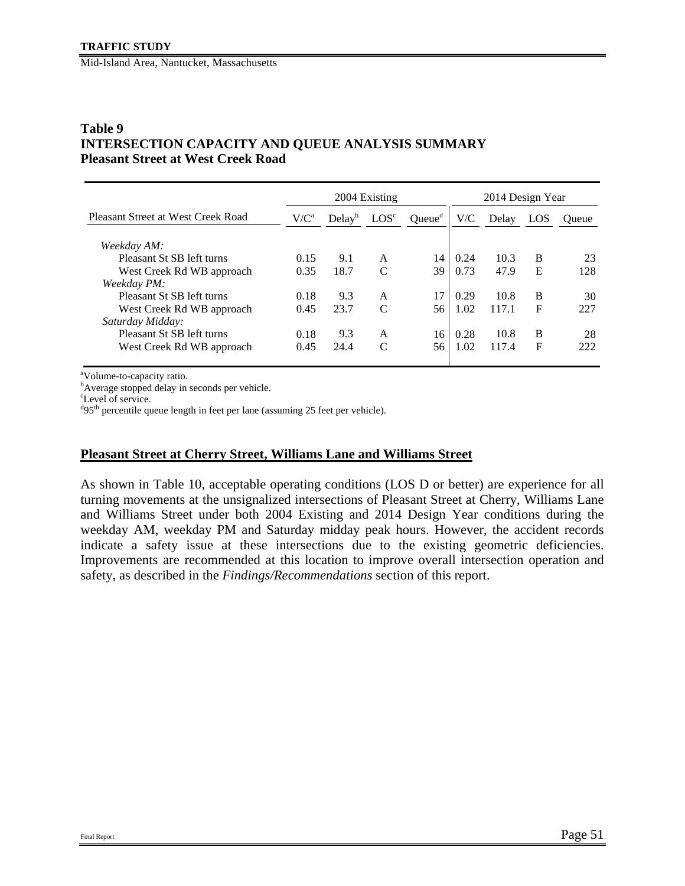**Table 9**
**INTERSECTION CAPACITY AND QUEUE ANALYSIS SUMMARY**
**Pleasant Street at West Creek Road**

| | 2004 Existing | | | | 2014 Design Year | | | |
|---|---|---|---|---|---|---|---|---|
| Pleasant Street at West Creek Road | V/C[a] | Delay[b] | LOS[c] | Queue[d] | V/C | Delay | LOS | Queue |
| *Weekday AM:* | | | | | | | | |
| Pleasant St SB left turns | 0.15 | 9.1 | A | 14 | 0.24 | 10.3 | B | 23 |
| West Creek Rd WB approach | 0.35 | 18.7 | C | 39 | 0.73 | 47.9 | E | 128 |
| *Weekday PM:* | | | | | | | | |
| Pleasant St SB left turns | 0.18 | 9.3 | A | 17 | 0.29 | 10.8 | B | 30 |
| West Creek Rd WB approach | 0.45 | 23.7 | C | 56 | 1.02 | 117.1 | F | 227 |
| *Saturday Midday:* | | | | | | | | |
| Pleasant St SB left turns | 0.18 | 9.3 | A | 16 | 0.28 | 10.8 | B | 28 |
| West Creek Rd WB approach | 0.45 | 24.4 | C | 56 | 1.02 | 117.4 | F | 222 |

[a]Volume-to-capacity ratio.
[b]Average stopped delay in seconds per vehicle.
[c]Level of service.
[d]95th percentile queue length in feet per lane (assuming 25 feet per vehicle).

## Pleasant Street at Cherry Street, Williams Lane and Williams Street

As shown in Table 10, acceptable operating conditions (LOS D or better) are experience for all turning movements at the unsignalized intersections of Pleasant Street at Cherry, Williams Lane and Williams Street under both 2004 Existing and 2014 Design Year conditions during the weekday AM, weekday PM and Saturday midday peak hours. However, the accident records indicate a safety issue at these intersections due to the existing geometric deficiencies. Improvements are recommended at this location to improve overall intersection operation and safety, as described in the *Findings/Recommendations* section of this report.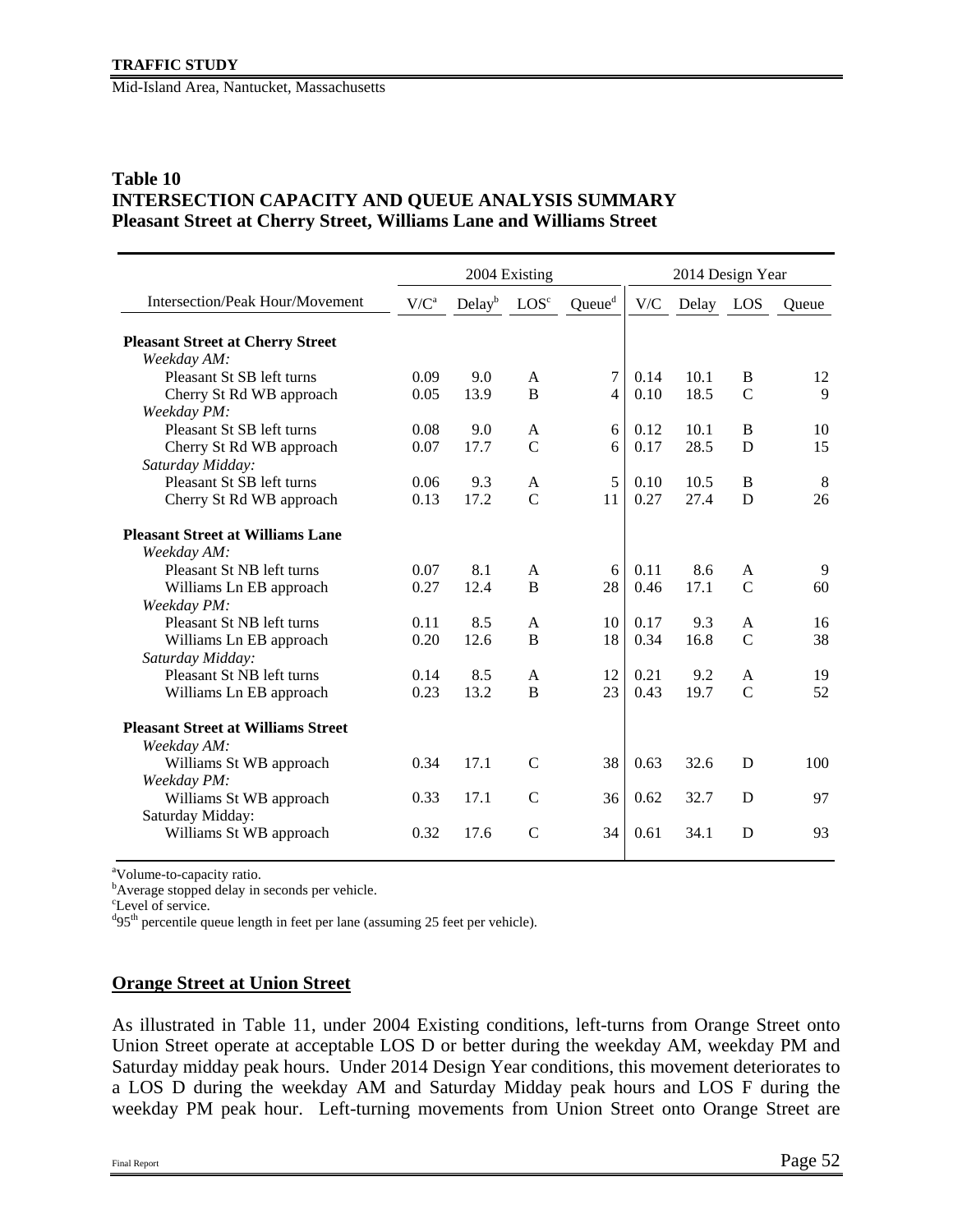**Table 10**
**INTERSECTION CAPACITY AND QUEUE ANALYSIS SUMMARY**
**Pleasant Street at Cherry Street, Williams Lane and Williams Street**

| | 2004 Existing | | | | 2014 Design Year | | | |
|---|---|---|---|---|---|---|---|---|
| Intersection/Peak Hour/Movement | V/C[a] | Delay[b] | LOS[c] | Queue[d] | V/C | Delay | LOS | Queue |
| **Pleasant Street at Cherry Street** | | | | | | | | |
| *Weekday AM:* | | | | | | | | |
| Pleasant St SB left turns | 0.09 | 9.0 | A | 7 | 0.14 | 10.1 | B | 12 |
| Cherry St Rd WB approach | 0.05 | 13.9 | B | 4 | 0.10 | 18.5 | C | 9 |
| *Weekday PM:* | | | | | | | | |
| Pleasant St SB left turns | 0.08 | 9.0 | A | 6 | 0.12 | 10.1 | B | 10 |
| Cherry St Rd WB approach | 0.07 | 17.7 | C | 6 | 0.17 | 28.5 | D | 15 |
| *Saturday Midday:* | | | | | | | | |
| Pleasant St SB left turns | 0.06 | 9.3 | A | 5 | 0.10 | 10.5 | B | 8 |
| Cherry St Rd WB approach | 0.13 | 17.2 | C | 11 | 0.27 | 27.4 | D | 26 |
| **Pleasant Street at Williams Lane** | | | | | | | | |
| *Weekday AM:* | | | | | | | | |
| Pleasant St NB left turns | 0.07 | 8.1 | A | 6 | 0.11 | 8.6 | A | 9 |
| Williams Ln EB approach | 0.27 | 12.4 | B | 28 | 0.46 | 17.1 | C | 60 |
| *Weekday PM:* | | | | | | | | |
| Pleasant St NB left turns | 0.11 | 8.5 | A | 10 | 0.17 | 9.3 | A | 16 |
| Williams Ln EB approach | 0.20 | 12.6 | B | 18 | 0.34 | 16.8 | C | 38 |
| *Saturday Midday:* | | | | | | | | |
| Pleasant St NB left turns | 0.14 | 8.5 | A | 12 | 0.21 | 9.2 | A | 19 |
| Williams Ln EB approach | 0.23 | 13.2 | B | 23 | 0.43 | 19.7 | C | 52 |
| **Pleasant Street at Williams Street** | | | | | | | | |
| *Weekday AM:* | | | | | | | | |
| Williams St WB approach | 0.34 | 17.1 | C | 38 | 0.63 | 32.6 | D | 100 |
| *Weekday PM:* | | | | | | | | |
| Williams St WB approach | 0.33 | 17.1 | C | 36 | 0.62 | 32.7 | D | 97 |
| Saturday Midday: | | | | | | | | |
| Williams St WB approach | 0.32 | 17.6 | C | 34 | 0.61 | 34.1 | D | 93 |

[a]Volume-to-capacity ratio.
[b]Average stopped delay in seconds per vehicle.
[c]Level of service.
[d]95th percentile queue length in feet per lane (assuming 25 feet per vehicle).

## Orange Street at Union Street

As illustrated in Table 11, under 2004 Existing conditions, left-turns from Orange Street onto Union Street operate at acceptable LOS D or better during the weekday AM, weekday PM and Saturday midday peak hours. Under 2014 Design Year conditions, this movement deteriorates to a LOS D during the weekday AM and Saturday Midday peak hours and LOS F during the weekday PM peak hour. Left-turning movements from Union Street onto Orange Street are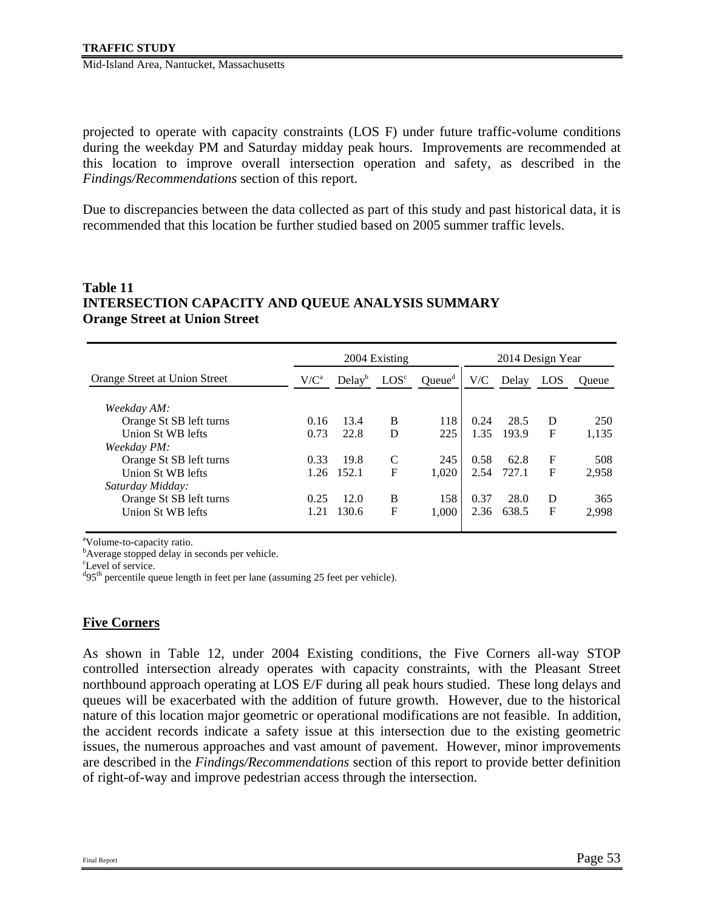projected to operate with capacity constraints (LOS F) under future traffic-volume conditions during the weekday PM and Saturday midday peak hours. Improvements are recommended at this location to improve overall intersection operation and safety, as described in the *Findings/Recommendations* section of this report.

Due to discrepancies between the data collected as part of this study and past historical data, it is recommended that this location be further studied based on 2005 summer traffic levels.

**Table 11**
**INTERSECTION CAPACITY AND QUEUE ANALYSIS SUMMARY**
**Orange Street at Union Street**

| | 2004 Existing | | | | 2014 Design Year | | | |
|---|---|---|---|---|---|---|---|---|
| Orange Street at Union Street | V/C[a] | Delay[b] | LOS[c] | Queue[d] | V/C | Delay | LOS | Queue |
| *Weekday AM:* | | | | | | | | |
| Orange St SB left turns | 0.16 | 13.4 | B | 118 | 0.24 | 28.5 | D | 250 |
| Union St WB lefts | 0.73 | 22.8 | D | 225 | 1.35 | 193.9 | F | 1,135 |
| *Weekday PM:* | | | | | | | | |
| Orange St SB left turns | 0.33 | 19.8 | C | 245 | 0.58 | 62.8 | F | 508 |
| Union St WB lefts | 1.26 | 152.1 | F | 1,020 | 2.54 | 727.1 | F | 2,958 |
| *Saturday Midday:* | | | | | | | | |
| Orange St SB left turns | 0.25 | 12.0 | B | 158 | 0.37 | 28.0 | D | 365 |
| Union St WB lefts | 1.21 | 130.6 | F | 1,000 | 2.36 | 638.5 | F | 2,998 |

[a]Volume-to-capacity ratio.
[b]Average stopped delay in seconds per vehicle.
[c]Level of service.
[d]95[th] percentile queue length in feet per lane (assuming 25 feet per vehicle).

## Five Corners

As shown in Table 12, under 2004 Existing conditions, the Five Corners all-way STOP controlled intersection already operates with capacity constraints, with the Pleasant Street northbound approach operating at LOS E/F during all peak hours studied. These long delays and queues will be exacerbated with the addition of future growth. However, due to the historical nature of this location major geometric or operational modifications are not feasible. In addition, the accident records indicate a safety issue at this intersection due to the existing geometric issues, the numerous approaches and vast amount of pavement. However, minor improvements are described in the *Findings/Recommendations* section of this report to provide better definition of right-of-way and improve pedestrian access through the intersection.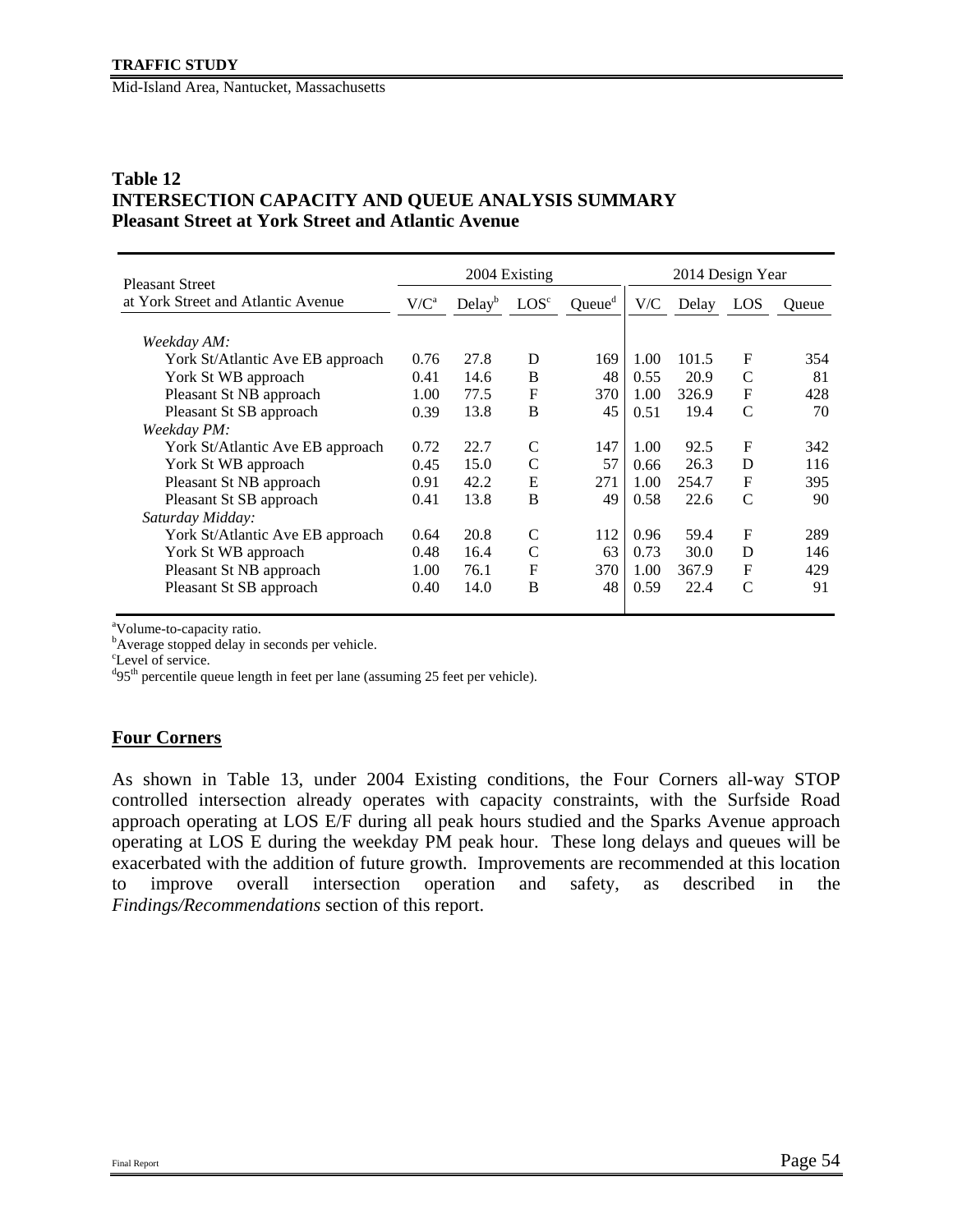## Table 12
**INTERSECTION CAPACITY AND QUEUE ANALYSIS SUMMARY**
**Pleasant Street at York Street and Atlantic Avenue**

| Pleasant Street at York Street and Atlantic Avenue | 2004 Existing | | | | 2014 Design Year | | | |
|---|---|---|---|---|---|---|---|---|
| | V/C[a] | Delay[b] | LOS[c] | Queue[d] | V/C | Delay | LOS | Queue |
| *Weekday AM:* | | | | | | | | |
| York St/Atlantic Ave EB approach | 0.76 | 27.8 | D | 169 | 1.00 | 101.5 | F | 354 |
| York St WB approach | 0.41 | 14.6 | B | 48 | 0.55 | 20.9 | C | 81 |
| Pleasant St NB approach | 1.00 | 77.5 | F | 370 | 1.00 | 326.9 | F | 428 |
| Pleasant St SB approach | 0.39 | 13.8 | B | 45 | 0.51 | 19.4 | C | 70 |
| *Weekday PM:* | | | | | | | | |
| York St/Atlantic Ave EB approach | 0.72 | 22.7 | C | 147 | 1.00 | 92.5 | F | 342 |
| York St WB approach | 0.45 | 15.0 | C | 57 | 0.66 | 26.3 | D | 116 |
| Pleasant St NB approach | 0.91 | 42.2 | E | 271 | 1.00 | 254.7 | F | 395 |
| Pleasant St SB approach | 0.41 | 13.8 | B | 49 | 0.58 | 22.6 | C | 90 |
| *Saturday Midday:* | | | | | | | | |
| York St/Atlantic Ave EB approach | 0.64 | 20.8 | C | 112 | 0.96 | 59.4 | F | 289 |
| York St WB approach | 0.48 | 16.4 | C | 63 | 0.73 | 30.0 | D | 146 |
| Pleasant St NB approach | 1.00 | 76.1 | F | 370 | 1.00 | 367.9 | F | 429 |
| Pleasant St SB approach | 0.40 | 14.0 | B | 48 | 0.59 | 22.4 | C | 91 |

[a]Volume-to-capacity ratio.
[b]Average stopped delay in seconds per vehicle.
[c]Level of service.
[d]95th percentile queue length in feet per lane (assuming 25 feet per vehicle).

## Four Corners

As shown in Table 13, under 2004 Existing conditions, the Four Corners all-way STOP controlled intersection already operates with capacity constraints, with the Surfside Road approach operating at LOS E/F during all peak hours studied and the Sparks Avenue approach operating at LOS E during the weekday PM peak hour. These long delays and queues will be exacerbated with the addition of future growth. Improvements are recommended at this location to improve overall intersection operation and safety, as described in the *Findings/Recommendations* section of this report.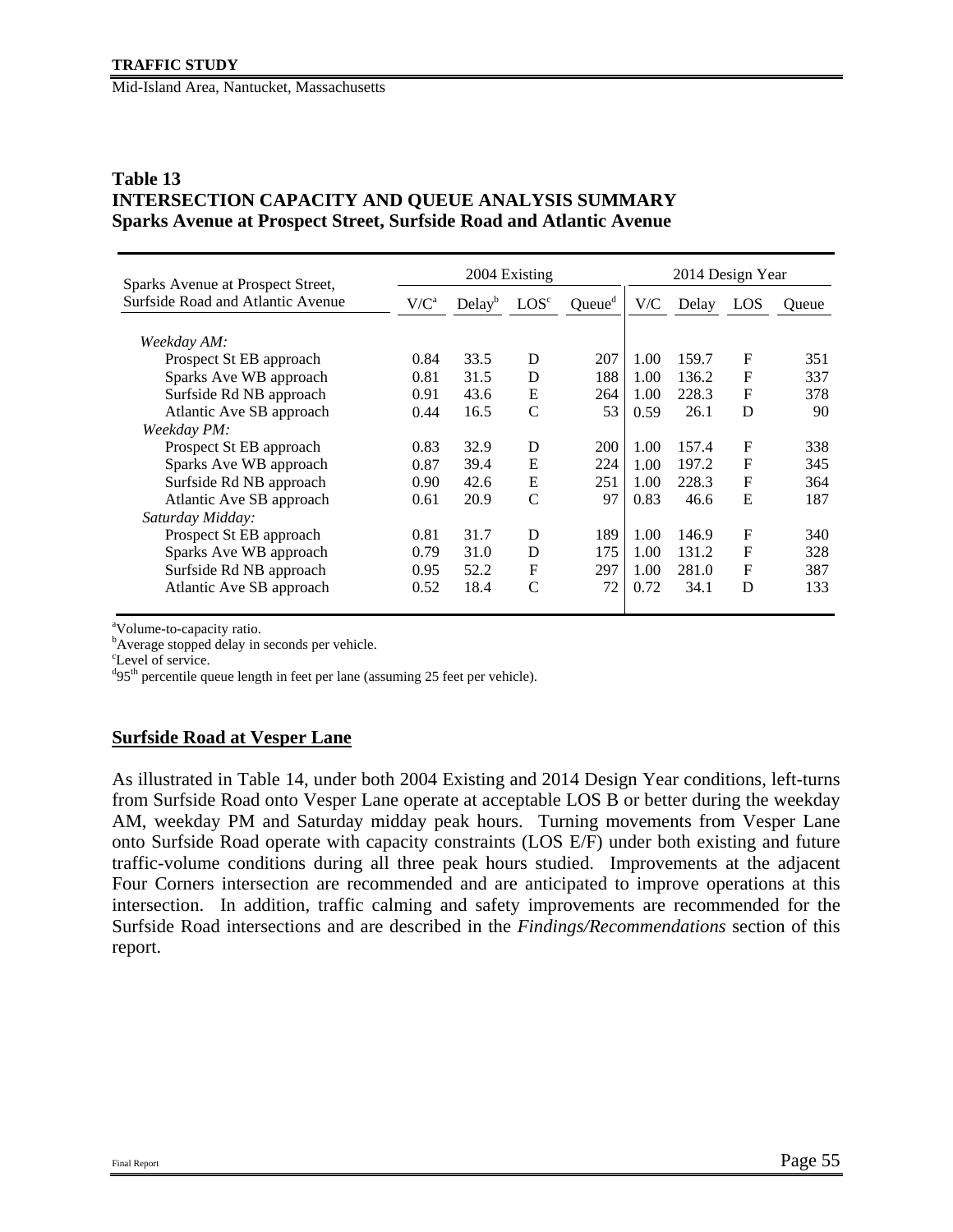**Table 13**
**INTERSECTION CAPACITY AND QUEUE ANALYSIS SUMMARY**
**Sparks Avenue at Prospect Street, Surfside Road and Atlantic Avenue**

| Sparks Avenue at Prospect Street, Surfside Road and Atlantic Avenue | 2004 Existing | | | | 2014 Design Year | | | |
|---|---|---|---|---|---|---|---|---|
| | V/C[a] | Delay[b] | LOS[c] | Queue[d] | V/C | Delay | LOS | Queue |
| *Weekday AM:* | | | | | | | | |
| Prospect St EB approach | 0.84 | 33.5 | D | 207 | 1.00 | 159.7 | F | 351 |
| Sparks Ave WB approach | 0.81 | 31.5 | D | 188 | 1.00 | 136.2 | F | 337 |
| Surfside Rd NB approach | 0.91 | 43.6 | E | 264 | 1.00 | 228.3 | F | 378 |
| Atlantic Ave SB approach | 0.44 | 16.5 | C | 53 | 0.59 | 26.1 | D | 90 |
| *Weekday PM:* | | | | | | | | |
| Prospect St EB approach | 0.83 | 32.9 | D | 200 | 1.00 | 157.4 | F | 338 |
| Sparks Ave WB approach | 0.87 | 39.4 | E | 224 | 1.00 | 197.2 | F | 345 |
| Surfside Rd NB approach | 0.90 | 42.6 | E | 251 | 1.00 | 228.3 | F | 364 |
| Atlantic Ave SB approach | 0.61 | 20.9 | C | 97 | 0.83 | 46.6 | E | 187 |
| *Saturday Midday:* | | | | | | | | |
| Prospect St EB approach | 0.81 | 31.7 | D | 189 | 1.00 | 146.9 | F | 340 |
| Sparks Ave WB approach | 0.79 | 31.0 | D | 175 | 1.00 | 131.2 | F | 328 |
| Surfside Rd NB approach | 0.95 | 52.2 | F | 297 | 1.00 | 281.0 | F | 387 |
| Atlantic Ave SB approach | 0.52 | 18.4 | C | 72 | 0.72 | 34.1 | D | 133 |

[a]Volume-to-capacity ratio.
[b]Average stopped delay in seconds per vehicle.
[c]Level of service.
[d]95th percentile queue length in feet per lane (assuming 25 feet per vehicle).

## Surfside Road at Vesper Lane

As illustrated in Table 14, under both 2004 Existing and 2014 Design Year conditions, left-turns from Surfside Road onto Vesper Lane operate at acceptable LOS B or better during the weekday AM, weekday PM and Saturday midday peak hours. Turning movements from Vesper Lane onto Surfside Road operate with capacity constraints (LOS E/F) under both existing and future traffic-volume conditions during all three peak hours studied. Improvements at the adjacent Four Corners intersection are recommended and are anticipated to improve operations at this intersection. In addition, traffic calming and safety improvements are recommended for the Surfside Road intersections and are described in the *Findings/Recommendations* section of this report.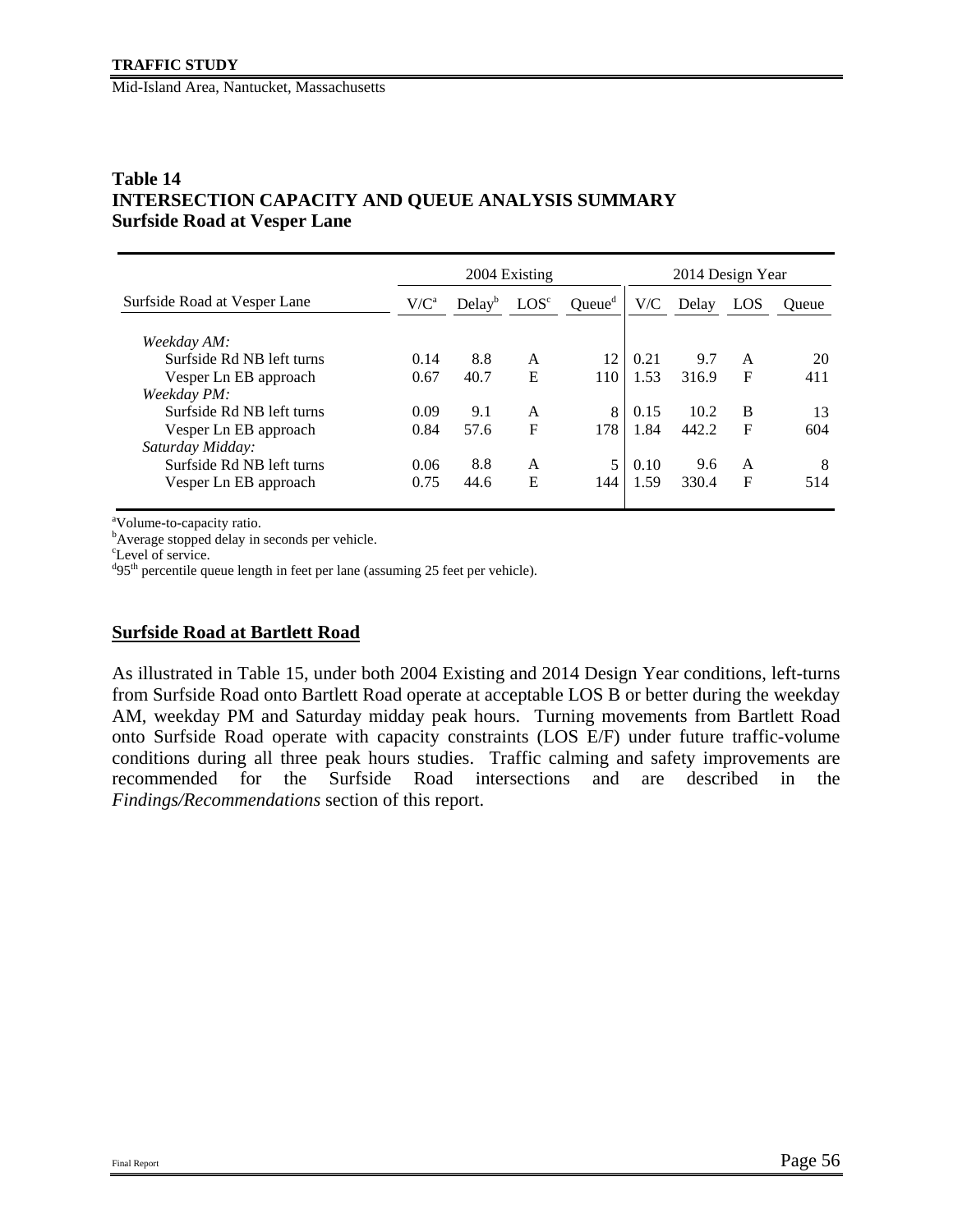**Table 14**
**INTERSECTION CAPACITY AND QUEUE ANALYSIS SUMMARY**
**Surfside Road at Vesper Lane**

| | 2004 Existing | | | | 2014 Design Year | | | |
|---|---|---|---|---|---|---|---|---|
| Surfside Road at Vesper Lane | V/C[a] | Delay[b] | LOS[c] | Queue[d] | V/C | Delay | LOS | Queue |
| *Weekday AM:* | | | | | | | | |
| Surfside Rd NB left turns | 0.14 | 8.8 | A | 12 | 0.21 | 9.7 | A | 20 |
| Vesper Ln EB approach | 0.67 | 40.7 | E | 110 | 1.53 | 316.9 | F | 411 |
| *Weekday PM:* | | | | | | | | |
| Surfside Rd NB left turns | 0.09 | 9.1 | A | 8 | 0.15 | 10.2 | B | 13 |
| Vesper Ln EB approach | 0.84 | 57.6 | F | 178 | 1.84 | 442.2 | F | 604 |
| *Saturday Midday:* | | | | | | | | |
| Surfside Rd NB left turns | 0.06 | 8.8 | A | 5 | 0.10 | 9.6 | A | 8 |
| Vesper Ln EB approach | 0.75 | 44.6 | E | 144 | 1.59 | 330.4 | F | 514 |

[a]Volume-to-capacity ratio.
[b]Average stopped delay in seconds per vehicle.
[c]Level of service.
[d]95th percentile queue length in feet per lane (assuming 25 feet per vehicle).

## Surfside Road at Bartlett Road

As illustrated in Table 15, under both 2004 Existing and 2014 Design Year conditions, left-turns from Surfside Road onto Bartlett Road operate at acceptable LOS B or better during the weekday AM, weekday PM and Saturday midday peak hours. Turning movements from Bartlett Road onto Surfside Road operate with capacity constraints (LOS E/F) under future traffic-volume conditions during all three peak hours studies. Traffic calming and safety improvements are recommended for the Surfside Road intersections and are described in the *Findings/Recommendations* section of this report.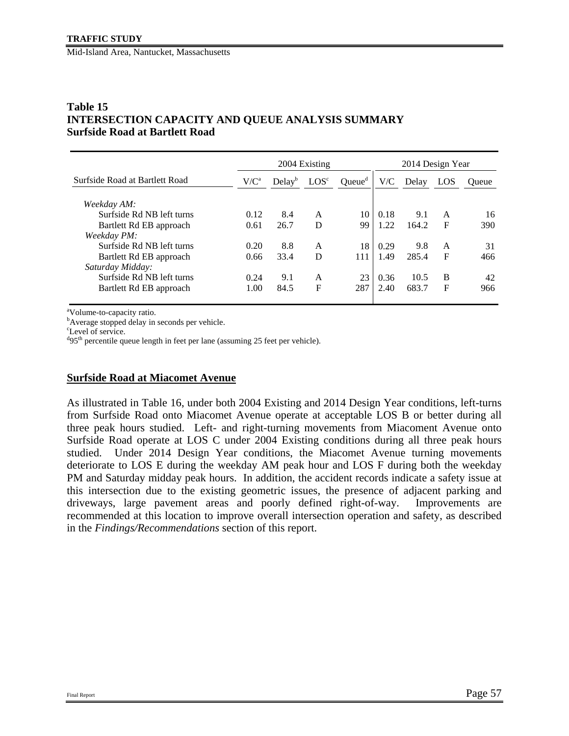**Table 15**
**INTERSECTION CAPACITY AND QUEUE ANALYSIS SUMMARY**
**Surfside Road at Bartlett Road**

| | 2004 Existing | | | | 2014 Design Year | | | |
|---|---|---|---|---|---|---|---|---|
| Surfside Road at Bartlett Road | V/C[a] | Delay[b] | LOS[c] | Queue[d] | V/C | Delay | LOS | Queue |
| *Weekday AM:* | | | | | | | | |
| Surfside Rd NB left turns | 0.12 | 8.4 | A | 10 | 0.18 | 9.1 | A | 16 |
| Bartlett Rd EB approach | 0.61 | 26.7 | D | 99 | 1.22 | 164.2 | F | 390 |
| *Weekday PM:* | | | | | | | | |
| Surfside Rd NB left turns | 0.20 | 8.8 | A | 18 | 0.29 | 9.8 | A | 31 |
| Bartlett Rd EB approach | 0.66 | 33.4 | D | 111 | 1.49 | 285.4 | F | 466 |
| *Saturday Midday:* | | | | | | | | |
| Surfside Rd NB left turns | 0.24 | 9.1 | A | 23 | 0.36 | 10.5 | B | 42 |
| Bartlett Rd EB approach | 1.00 | 84.5 | F | 287 | 2.40 | 683.7 | F | 966 |

[a]Volume-to-capacity ratio.
[b]Average stopped delay in seconds per vehicle.
[c]Level of service.
[d]95th percentile queue length in feet per lane (assuming 25 feet per vehicle).

## Surfside Road at Miacomet Avenue

As illustrated in Table 16, under both 2004 Existing and 2014 Design Year conditions, left-turns from Surfside Road onto Miacomet Avenue operate at acceptable LOS B or better during all three peak hours studied. Left- and right-turning movements from Miacoment Avenue onto Surfside Road operate at LOS C under 2004 Existing conditions during all three peak hours studied. Under 2014 Design Year conditions, the Miacomet Avenue turning movements deteriorate to LOS E during the weekday AM peak hour and LOS F during both the weekday PM and Saturday midday peak hours. In addition, the accident records indicate a safety issue at this intersection due to the existing geometric issues, the presence of adjacent parking and driveways, large pavement areas and poorly defined right-of-way. Improvements are recommended at this location to improve overall intersection operation and safety, as described in the *Findings/Recommendations* section of this report.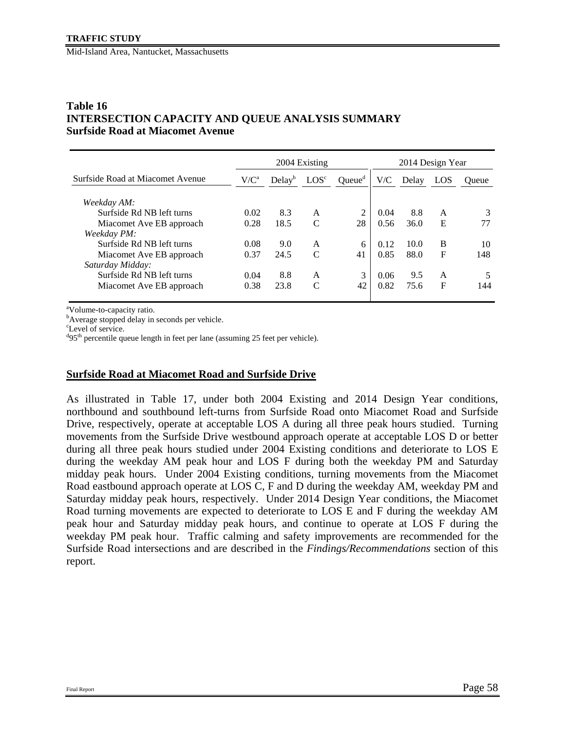**Table 16**
**INTERSECTION CAPACITY AND QUEUE ANALYSIS SUMMARY**
**Surfside Road at Miacomet Avenue**

| | 2004 Existing | | | | 2014 Design Year | | | |
|---|---|---|---|---|---|---|---|---|
| Surfside Road at Miacomet Avenue | V/C[a] | Delay[b] | LOS[c] | Queue[d] | V/C | Delay | LOS | Queue |
| *Weekday AM:* | | | | | | | | |
| Surfside Rd NB left turns | 0.02 | 8.3 | A | 2 | 0.04 | 8.8 | A | 3 |
| Miacomet Ave EB approach | 0.28 | 18.5 | C | 28 | 0.56 | 36.0 | E | 77 |
| *Weekday PM:* | | | | | | | | |
| Surfside Rd NB left turns | 0.08 | 9.0 | A | 6 | 0.12 | 10.0 | B | 10 |
| Miacomet Ave EB approach | 0.37 | 24.5 | C | 41 | 0.85 | 88.0 | F | 148 |
| *Saturday Midday:* | | | | | | | | |
| Surfside Rd NB left turns | 0.04 | 8.8 | A | 3 | 0.06 | 9.5 | A | 5 |
| Miacomet Ave EB approach | 0.38 | 23.8 | C | 42 | 0.82 | 75.6 | F | 144 |

[a]Volume-to-capacity ratio.
[b]Average stopped delay in seconds per vehicle.
[c]Level of service.
[d]95th percentile queue length in feet per lane (assuming 25 feet per vehicle).

## Surfside Road at Miacomet Road and Surfside Drive

As illustrated in Table 17, under both 2004 Existing and 2014 Design Year conditions, northbound and southbound left-turns from Surfside Road onto Miacomet Road and Surfside Drive, respectively, operate at acceptable LOS A during all three peak hours studied. Turning movements from the Surfside Drive westbound approach operate at acceptable LOS D or better during all three peak hours studied under 2004 Existing conditions and deteriorate to LOS E during the weekday AM peak hour and LOS F during both the weekday PM and Saturday midday peak hours. Under 2004 Existing conditions, turning movements from the Miacomet Road eastbound approach operate at LOS C, F and D during the weekday AM, weekday PM and Saturday midday peak hours, respectively. Under 2014 Design Year conditions, the Miacomet Road turning movements are expected to deteriorate to LOS E and F during the weekday AM peak hour and Saturday midday peak hours, and continue to operate at LOS F during the weekday PM peak hour. Traffic calming and safety improvements are recommended for the Surfside Road intersections and are described in the *Findings/Recommendations* section of this report.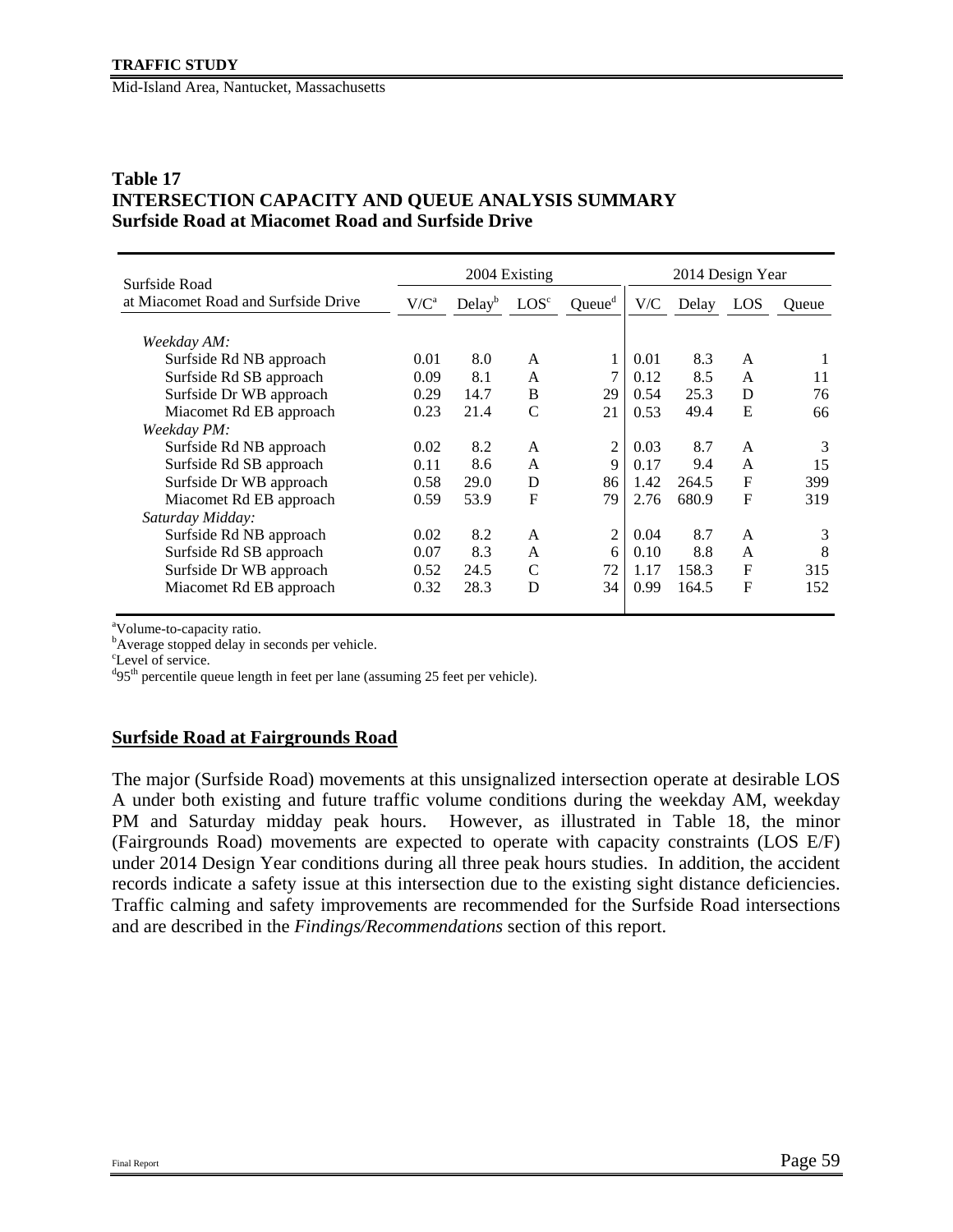**Table 17**
**INTERSECTION CAPACITY AND QUEUE ANALYSIS SUMMARY**
**Surfside Road at Miacomet Road and Surfside Drive**

| Surfside Road at Miacomet Road and Surfside Drive | 2004 Existing | | | | 2014 Design Year | | | |
|---|---|---|---|---|---|---|---|---|
| | V/C[a] | Delay[b] | LOS[c] | Queue[d] | V/C | Delay | LOS | Queue |
| *Weekday AM:* | | | | | | | | |
| Surfside Rd NB approach | 0.01 | 8.0 | A | 1 | 0.01 | 8.3 | A | 1 |
| Surfside Rd SB approach | 0.09 | 8.1 | A | 7 | 0.12 | 8.5 | A | 11 |
| Surfside Dr WB approach | 0.29 | 14.7 | B | 29 | 0.54 | 25.3 | D | 76 |
| Miacomet Rd EB approach | 0.23 | 21.4 | C | 21 | 0.53 | 49.4 | E | 66 |
| *Weekday PM:* | | | | | | | | |
| Surfside Rd NB approach | 0.02 | 8.2 | A | 2 | 0.03 | 8.7 | A | 3 |
| Surfside Rd SB approach | 0.11 | 8.6 | A | 9 | 0.17 | 9.4 | A | 15 |
| Surfside Dr WB approach | 0.58 | 29.0 | D | 86 | 1.42 | 264.5 | F | 399 |
| Miacomet Rd EB approach | 0.59 | 53.9 | F | 79 | 2.76 | 680.9 | F | 319 |
| *Saturday Midday:* | | | | | | | | |
| Surfside Rd NB approach | 0.02 | 8.2 | A | 2 | 0.04 | 8.7 | A | 3 |
| Surfside Rd SB approach | 0.07 | 8.3 | A | 6 | 0.10 | 8.8 | A | 8 |
| Surfside Dr WB approach | 0.52 | 24.5 | C | 72 | 1.17 | 158.3 | F | 315 |
| Miacomet Rd EB approach | 0.32 | 28.3 | D | 34 | 0.99 | 164.5 | F | 152 |

[a]Volume-to-capacity ratio.
[b]Average stopped delay in seconds per vehicle.
[c]Level of service.
[d]95th percentile queue length in feet per lane (assuming 25 feet per vehicle).

## Surfside Road at Fairgrounds Road

The major (Surfside Road) movements at this unsignalized intersection operate at desirable LOS A under both existing and future traffic volume conditions during the weekday AM, weekday PM and Saturday midday peak hours. However, as illustrated in Table 18, the minor (Fairgrounds Road) movements are expected to operate with capacity constraints (LOS E/F) under 2014 Design Year conditions during all three peak hours studies. In addition, the accident records indicate a safety issue at this intersection due to the existing sight distance deficiencies. Traffic calming and safety improvements are recommended for the Surfside Road intersections and are described in the *Findings/Recommendations* section of this report.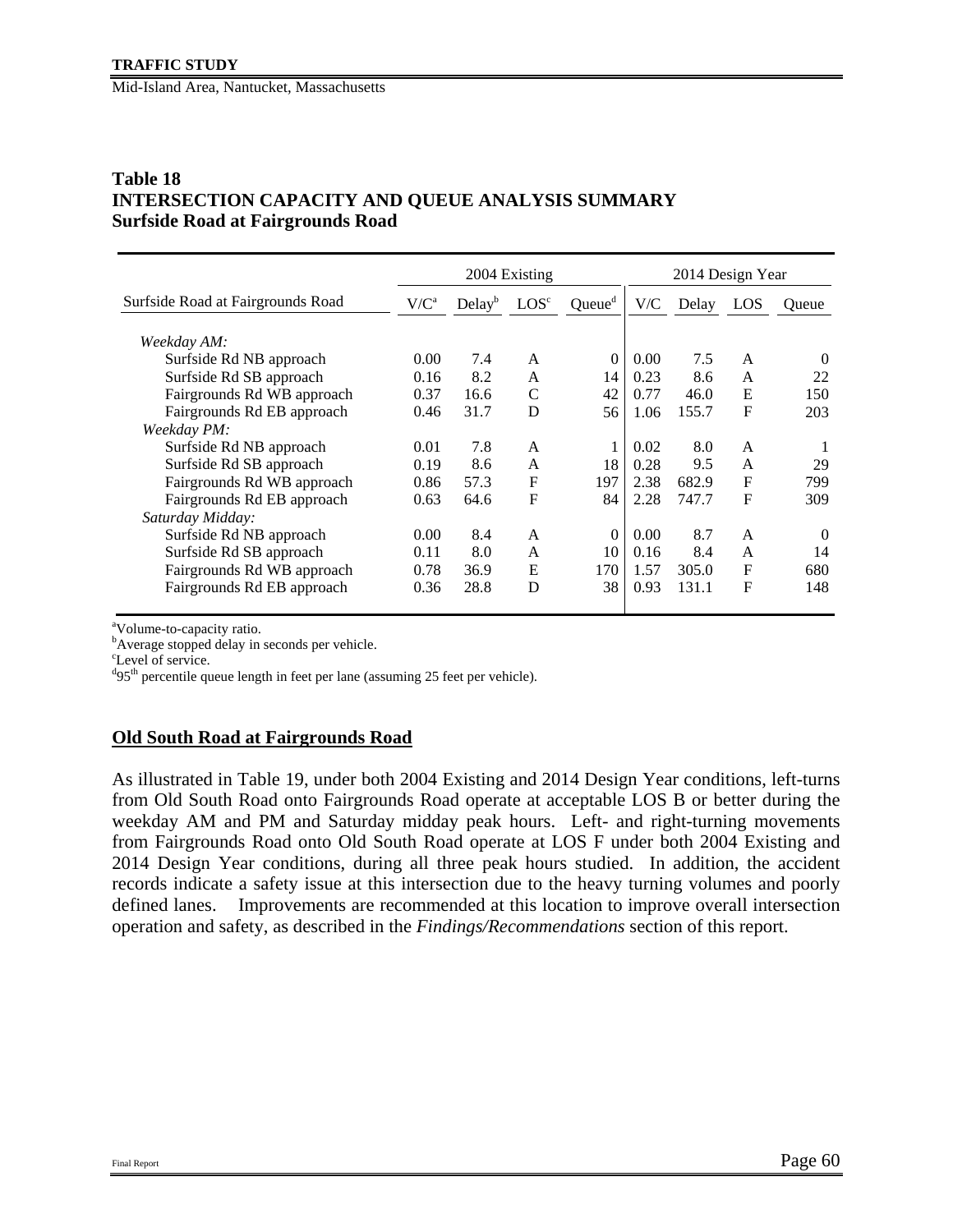### Table 18
### INTERSECTION CAPACITY AND QUEUE ANALYSIS SUMMARY
### Surfside Road at Fairgrounds Road

| | 2004 Existing | | | | 2014 Design Year | | | |
|---|---|---|---|---|---|---|---|---|
| Surfside Road at Fairgrounds Road | V/C[a] | Delay[b] | LOS[c] | Queue[d] | V/C | Delay | LOS | Queue |
| *Weekday AM:* | | | | | | | | |
| Surfside Rd NB approach | 0.00 | 7.4 | A | 0 | 0.00 | 7.5 | A | 0 |
| Surfside Rd SB approach | 0.16 | 8.2 | A | 14 | 0.23 | 8.6 | A | 22 |
| Fairgrounds Rd WB approach | 0.37 | 16.6 | C | 42 | 0.77 | 46.0 | E | 150 |
| Fairgrounds Rd EB approach | 0.46 | 31.7 | D | 56 | 1.06 | 155.7 | F | 203 |
| *Weekday PM:* | | | | | | | | |
| Surfside Rd NB approach | 0.01 | 7.8 | A | 1 | 0.02 | 8.0 | A | 1 |
| Surfside Rd SB approach | 0.19 | 8.6 | A | 18 | 0.28 | 9.5 | A | 29 |
| Fairgrounds Rd WB approach | 0.86 | 57.3 | F | 197 | 2.38 | 682.9 | F | 799 |
| Fairgrounds Rd EB approach | 0.63 | 64.6 | F | 84 | 2.28 | 747.7 | F | 309 |
| *Saturday Midday:* | | | | | | | | |
| Surfside Rd NB approach | 0.00 | 8.4 | A | 0 | 0.00 | 8.7 | A | 0 |
| Surfside Rd SB approach | 0.11 | 8.0 | A | 10 | 0.16 | 8.4 | A | 14 |
| Fairgrounds Rd WB approach | 0.78 | 36.9 | E | 170 | 1.57 | 305.0 | F | 680 |
| Fairgrounds Rd EB approach | 0.36 | 28.8 | D | 38 | 0.93 | 131.1 | F | 148 |

[a]Volume-to-capacity ratio.
[b]Average stopped delay in seconds per vehicle.
[c]Level of service.
[d]95th percentile queue length in feet per lane (assuming 25 feet per vehicle).

## Old South Road at Fairgrounds Road

As illustrated in Table 19, under both 2004 Existing and 2014 Design Year conditions, left-turns from Old South Road onto Fairgrounds Road operate at acceptable LOS B or better during the weekday AM and PM and Saturday midday peak hours. Left- and right-turning movements from Fairgrounds Road onto Old South Road operate at LOS F under both 2004 Existing and 2014 Design Year conditions, during all three peak hours studied. In addition, the accident records indicate a safety issue at this intersection due to the heavy turning volumes and poorly defined lanes. Improvements are recommended at this location to improve overall intersection operation and safety, as described in the *Findings/Recommendations* section of this report.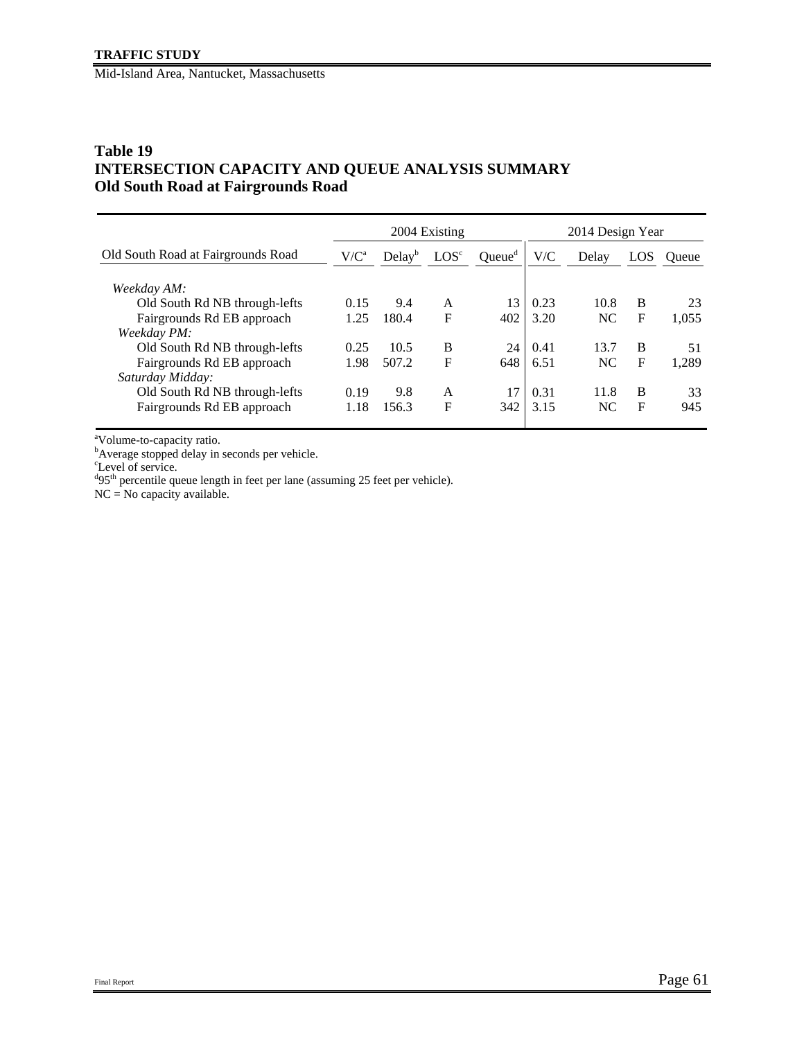## Table 19
## INTERSECTION CAPACITY AND QUEUE ANALYSIS SUMMARY
## Old South Road at Fairgrounds Road

| | 2004 Existing | | | | 2014 Design Year | | | |
|---|---|---|---|---|---|---|---|---|
| Old South Road at Fairgrounds Road | V/C[a] | Delay[b] | LOS[c] | Queue[d] | V/C | Delay | LOS | Queue |
| *Weekday AM:* | | | | | | | | |
| Old South Rd NB through-lefts | 0.15 | 9.4 | A | 13 | 0.23 | 10.8 | B | 23 |
| Fairgrounds Rd EB approach | 1.25 | 180.4 | F | 402 | 3.20 | NC | F | 1,055 |
| *Weekday PM:* | | | | | | | | |
| Old South Rd NB through-lefts | 0.25 | 10.5 | B | 24 | 0.41 | 13.7 | B | 51 |
| Fairgrounds Rd EB approach | 1.98 | 507.2 | F | 648 | 6.51 | NC | F | 1,289 |
| *Saturday Midday:* | | | | | | | | |
| Old South Rd NB through-lefts | 0.19 | 9.8 | A | 17 | 0.31 | 11.8 | B | 33 |
| Fairgrounds Rd EB approach | 1.18 | 156.3 | F | 342 | 3.15 | NC | F | 945 |

[a]Volume-to-capacity ratio.
[b]Average stopped delay in seconds per vehicle.
[c]Level of service.
[d]95th percentile queue length in feet per lane (assuming 25 feet per vehicle).
NC = No capacity available.